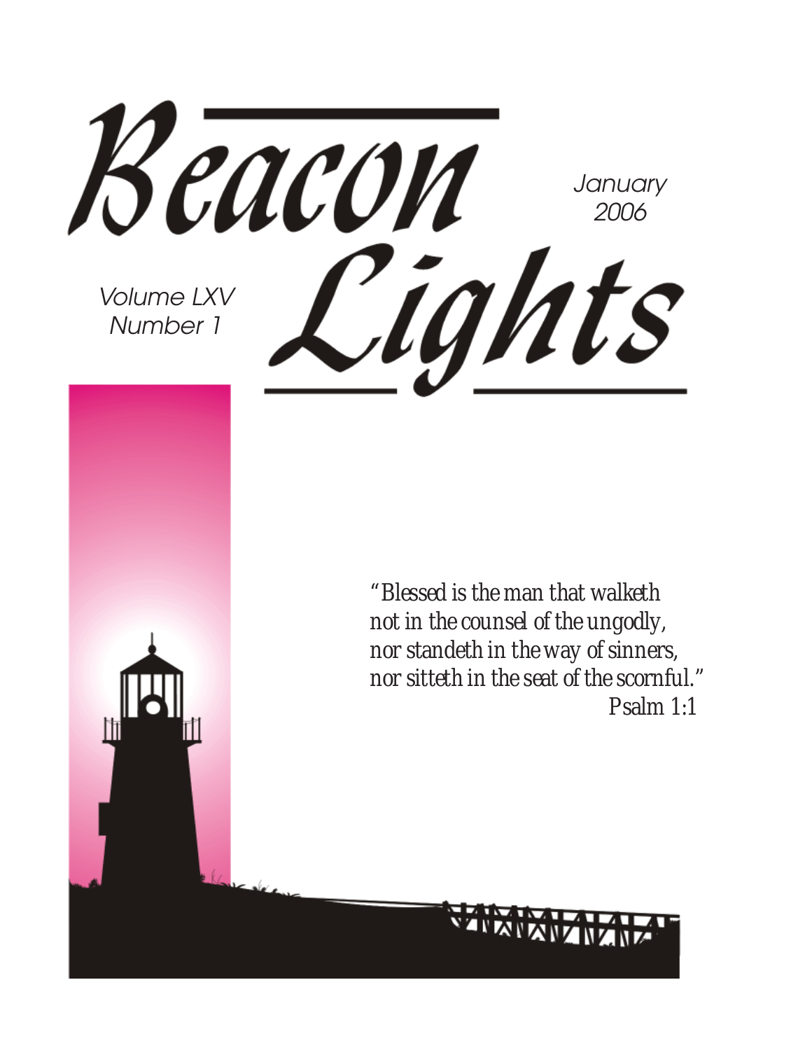# Beacon Lights

*January 2006*

*Volume LXV*
*Number 1*

*"Blessed is the man that walketh not in the counsel of the ungodly, nor standeth in the way of sinners, nor sitteth in the seat of the scornful."*
Psalm 1:1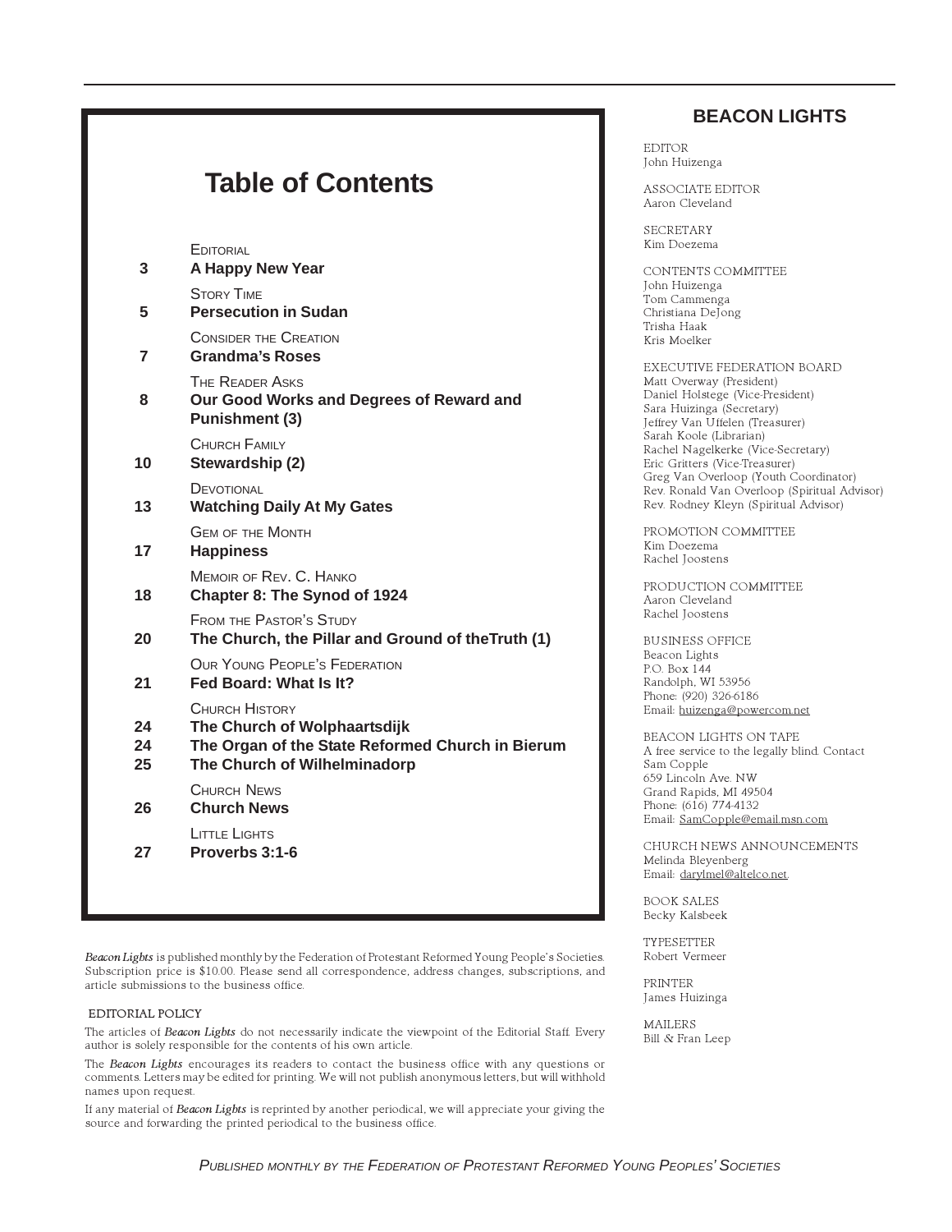# Table of Contents

EDITORIAL
**3** **A Happy New Year**

STORY TIME
**5** **Persecution in Sudan**

CONSIDER THE CREATION
**7** **Grandma's Roses**

THE READER ASKS
**8** **Our Good Works and Degrees of Reward and Punishment (3)**

CHURCH FAMILY
**10** **Stewardship (2)**

DEVOTIONAL
**13** **Watching Daily At My Gates**

GEM OF THE MONTH
**17** **Happiness**

MEMOIR OF REV. C. HANKO
**18** **Chapter 8: The Synod of 1924**

FROM THE PASTOR'S STUDY
**20** **The Church, the Pillar and Ground of theTruth (1)**

OUR YOUNG PEOPLE'S FEDERATION
**21** **Fed Board: What Is It?**

CHURCH HISTORY
**24** **The Church of Wolphaartsdijk**
**24** **The Organ of the State Reformed Church in Bierum**
**25** **The Church of Wilhelminadorp**

CHURCH NEWS
**26** **Church News**

LITTLE LIGHTS
**27** **Proverbs 3:1-6**

*Beacon Lights* is published monthly by the Federation of Protestant Reformed Young People's Societies. Subscription price is $10.00. Please send all correspondence, address changes, subscriptions, and article submissions to the business office.

EDITORIAL POLICY

The articles of *Beacon Lights* do not necessarily indicate the viewpoint of the Editorial Staff. Every author is solely responsible for the contents of his own article.

The *Beacon Lights* encourages its readers to contact the business office with any questions or comments. Letters may be edited for printing. We will not publish anonymous letters, but will withhold names upon request.

If any material of *Beacon Lights* is reprinted by another periodical, we will appreciate your giving the source and forwarding the printed periodical to the business office.

## BEACON LIGHTS

EDITOR
John Huizenga

ASSOCIATE EDITOR
Aaron Cleveland

SECRETARY
Kim Doezema

CONTENTS COMMITTEE
John Huizenga
Tom Cammenga
Christiana DeJong
Trisha Haak
Kris Moelker

EXECUTIVE FEDERATION BOARD
Matt Overway (President)
Daniel Holstege (Vice-President)
Sara Huizinga (Secretary)
Jeffrey Van Uffelen (Treasurer)
Sarah Koole (Librarian)
Rachel Nagelkerke (Vice-Secretary)
Eric Gritters (Vice-Treasurer)
Greg Van Overloop (Youth Coordinator)
Rev. Ronald Van Overloop (Spiritual Advisor)
Rev. Rodney Kleyn (Spiritual Advisor)

PROMOTION COMMITTEE
Kim Doezema
Rachel Joostens

PRODUCTION COMMITTEE
Aaron Cleveland
Rachel Joostens

BUSINESS OFFICE
Beacon Lights
P.O. Box 144
Randolph, WI 53956
Phone: (920) 326-6186
Email: huizenga@powercom.net

BEACON LIGHTS ON TAPE
A free service to the legally blind. Contact
Sam Copple
659 Lincoln Ave. NW
Grand Rapids, MI 49504
Phone: (616) 774-4132
Email: SamCopple@email.msn.com

CHURCH NEWS ANNOUNCEMENTS
Melinda Bleyenberg
Email: darylmel@altelco.net.

BOOK SALES
Becky Kalsbeek

TYPESETTER
Robert Vermeer

PRINTER
James Huizinga

MAILERS
Bill & Fran Leep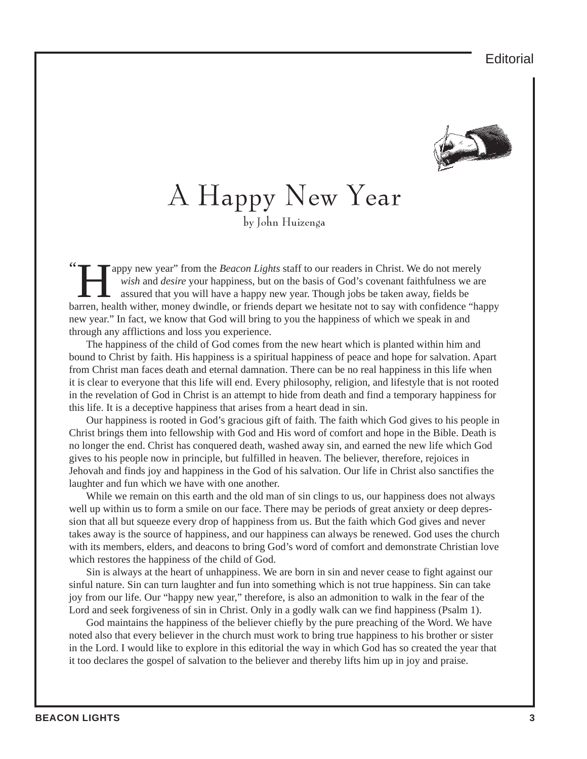Editorial

# A Happy New Year

by John Huizenga

"Happy new year" from the *Beacon Lights* staff to our readers in Christ. We do not merely *wish* and *desire* your happiness, but on the basis of God's covenant faithfulness we are assured that you will have a happy new year. Though jobs be taken away, fields be barren, health wither, money dwindle, or friends depart we hesitate not to say with confidence "happy new year." In fact, we know that God will bring to you the happiness of which we speak in and through any afflictions and loss you experience.

The happiness of the child of God comes from the new heart which is planted within him and bound to Christ by faith. His happiness is a spiritual happiness of peace and hope for salvation. Apart from Christ man faces death and eternal damnation. There can be no real happiness in this life when it is clear to everyone that this life will end. Every philosophy, religion, and lifestyle that is not rooted in the revelation of God in Christ is an attempt to hide from death and find a temporary happiness for this life. It is a deceptive happiness that arises from a heart dead in sin.

Our happiness is rooted in God's gracious gift of faith. The faith which God gives to his people in Christ brings them into fellowship with God and His word of comfort and hope in the Bible. Death is no longer the end. Christ has conquered death, washed away sin, and earned the new life which God gives to his people now in principle, but fulfilled in heaven. The believer, therefore, rejoices in Jehovah and finds joy and happiness in the God of his salvation. Our life in Christ also sanctifies the laughter and fun which we have with one another.

While we remain on this earth and the old man of sin clings to us, our happiness does not always well up within us to form a smile on our face. There may be periods of great anxiety or deep depression that all but squeeze every drop of happiness from us. But the faith which God gives and never takes away is the source of happiness, and our happiness can always be renewed. God uses the church with its members, elders, and deacons to bring God's word of comfort and demonstrate Christian love which restores the happiness of the child of God.

Sin is always at the heart of unhappiness. We are born in sin and never cease to fight against our sinful nature. Sin can turn laughter and fun into something which is not true happiness. Sin can take joy from our life. Our "happy new year," therefore, is also an admonition to walk in the fear of the Lord and seek forgiveness of sin in Christ. Only in a godly walk can we find happiness (Psalm 1).

God maintains the happiness of the believer chiefly by the pure preaching of the Word. We have noted also that every believer in the church must work to bring true happiness to his brother or sister in the Lord. I would like to explore in this editorial the way in which God has so created the year that it too declares the gospel of salvation to the believer and thereby lifts him up in joy and praise.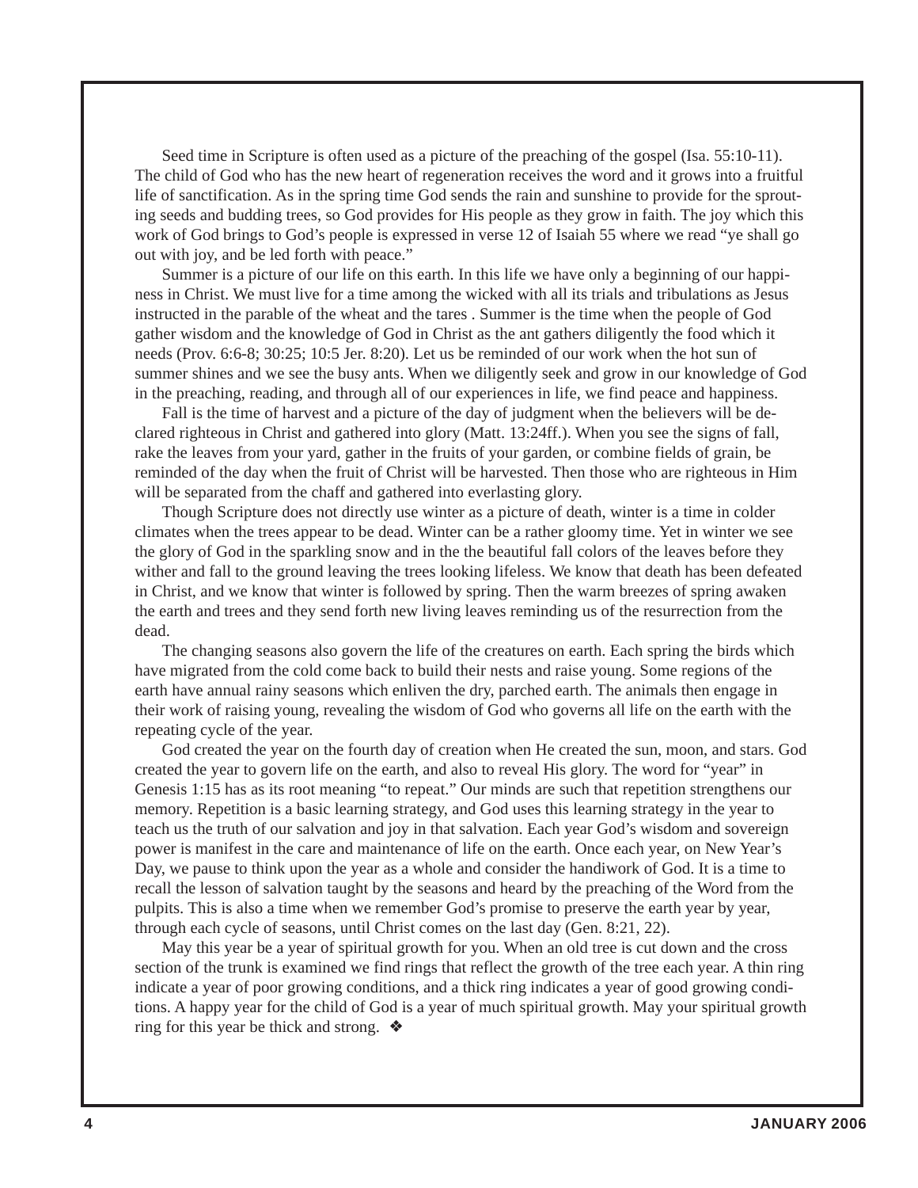Seed time in Scripture is often used as a picture of the preaching of the gospel (Isa. 55:10-11). The child of God who has the new heart of regeneration receives the word and it grows into a fruitful life of sanctification. As in the spring time God sends the rain and sunshine to provide for the sprouting seeds and budding trees, so God provides for His people as they grow in faith. The joy which this work of God brings to God's people is expressed in verse 12 of Isaiah 55 where we read "ye shall go out with joy, and be led forth with peace."

Summer is a picture of our life on this earth. In this life we have only a beginning of our happiness in Christ. We must live for a time among the wicked with all its trials and tribulations as Jesus instructed in the parable of the wheat and the tares . Summer is the time when the people of God gather wisdom and the knowledge of God in Christ as the ant gathers diligently the food which it needs (Prov. 6:6-8; 30:25; 10:5 Jer. 8:20). Let us be reminded of our work when the hot sun of summer shines and we see the busy ants. When we diligently seek and grow in our knowledge of God in the preaching, reading, and through all of our experiences in life, we find peace and happiness.

Fall is the time of harvest and a picture of the day of judgment when the believers will be declared righteous in Christ and gathered into glory (Matt. 13:24ff.). When you see the signs of fall, rake the leaves from your yard, gather in the fruits of your garden, or combine fields of grain, be reminded of the day when the fruit of Christ will be harvested. Then those who are righteous in Him will be separated from the chaff and gathered into everlasting glory.

Though Scripture does not directly use winter as a picture of death, winter is a time in colder climates when the trees appear to be dead. Winter can be a rather gloomy time. Yet in winter we see the glory of God in the sparkling snow and in the the beautiful fall colors of the leaves before they wither and fall to the ground leaving the trees looking lifeless. We know that death has been defeated in Christ, and we know that winter is followed by spring. Then the warm breezes of spring awaken the earth and trees and they send forth new living leaves reminding us of the resurrection from the dead.

The changing seasons also govern the life of the creatures on earth. Each spring the birds which have migrated from the cold come back to build their nests and raise young. Some regions of the earth have annual rainy seasons which enliven the dry, parched earth. The animals then engage in their work of raising young, revealing the wisdom of God who governs all life on the earth with the repeating cycle of the year.

God created the year on the fourth day of creation when He created the sun, moon, and stars. God created the year to govern life on the earth, and also to reveal His glory. The word for "year" in Genesis 1:15 has as its root meaning "to repeat." Our minds are such that repetition strengthens our memory. Repetition is a basic learning strategy, and God uses this learning strategy in the year to teach us the truth of our salvation and joy in that salvation. Each year God's wisdom and sovereign power is manifest in the care and maintenance of life on the earth. Once each year, on New Year's Day, we pause to think upon the year as a whole and consider the handiwork of God. It is a time to recall the lesson of salvation taught by the seasons and heard by the preaching of the Word from the pulpits. This is also a time when we remember God's promise to preserve the earth year by year, through each cycle of seasons, until Christ comes on the last day (Gen. 8:21, 22).

May this year be a year of spiritual growth for you. When an old tree is cut down and the cross section of the trunk is examined we find rings that reflect the growth of the tree each year. A thin ring indicate a year of poor growing conditions, and a thick ring indicates a year of good growing conditions. A happy year for the child of God is a year of much spiritual growth. May your spiritual growth ring for this year be thick and strong. ❖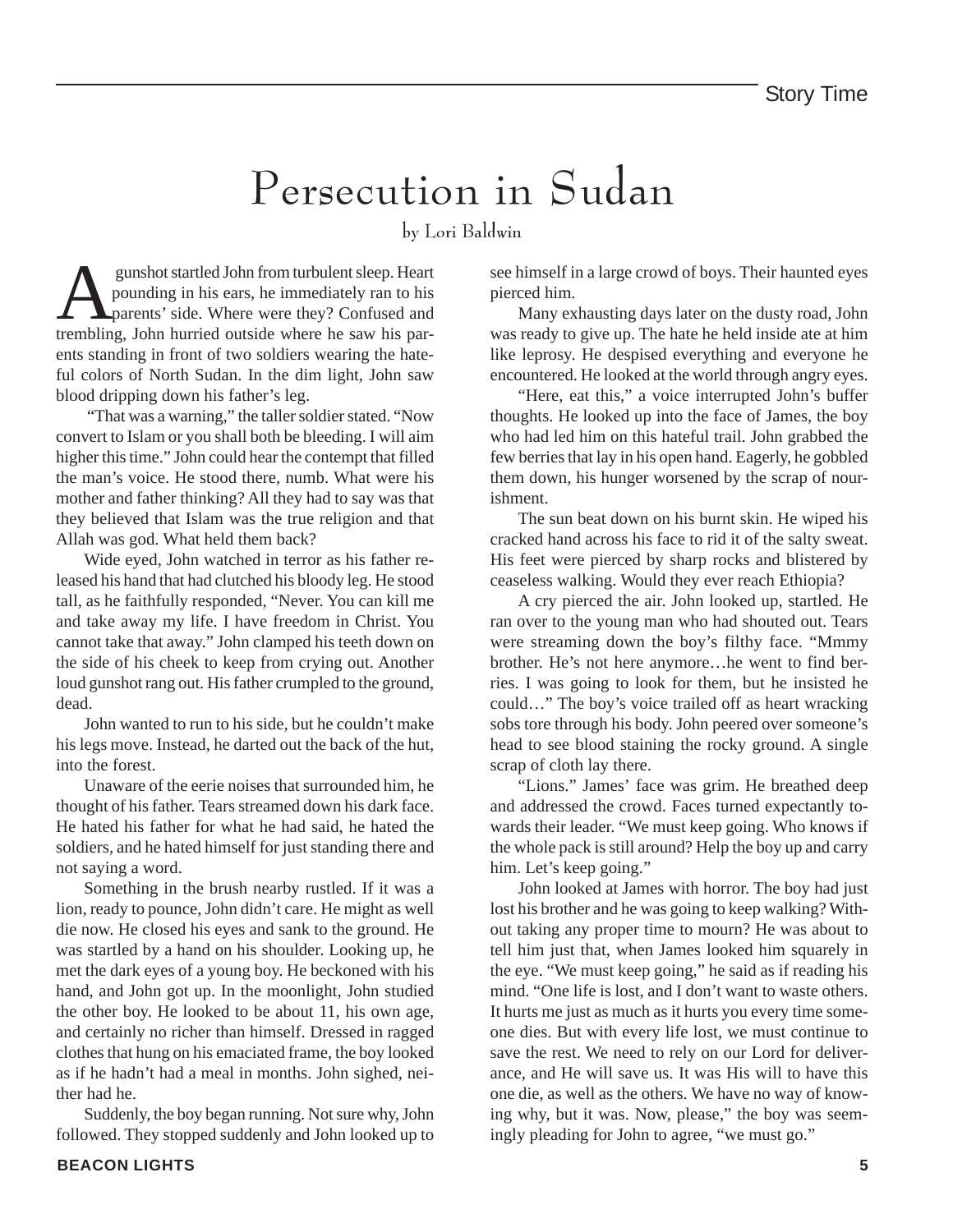# Persecution in Sudan

by Lori Baldwin

A gunshot startled John from turbulent sleep. Heart pounding in his ears, he immediately ran to his parents' side. Where were they? Confused and trembling, John hurried outside where he saw his parents standing in front of two soldiers wearing the hateful colors of North Sudan. In the dim light, John saw blood dripping down his father's leg.

"That was a warning," the taller soldier stated. "Now convert to Islam or you shall both be bleeding. I will aim higher this time." John could hear the contempt that filled the man's voice. He stood there, numb. What were his mother and father thinking? All they had to say was that they believed that Islam was the true religion and that Allah was god. What held them back?

Wide eyed, John watched in terror as his father released his hand that had clutched his bloody leg. He stood tall, as he faithfully responded, "Never. You can kill me and take away my life. I have freedom in Christ. You cannot take that away." John clamped his teeth down on the side of his cheek to keep from crying out. Another loud gunshot rang out. His father crumpled to the ground, dead.

John wanted to run to his side, but he couldn't make his legs move. Instead, he darted out the back of the hut, into the forest.

Unaware of the eerie noises that surrounded him, he thought of his father. Tears streamed down his dark face. He hated his father for what he had said, he hated the soldiers, and he hated himself for just standing there and not saying a word.

Something in the brush nearby rustled. If it was a lion, ready to pounce, John didn't care. He might as well die now. He closed his eyes and sank to the ground. He was startled by a hand on his shoulder. Looking up, he met the dark eyes of a young boy. He beckoned with his hand, and John got up. In the moonlight, John studied the other boy. He looked to be about 11, his own age, and certainly no richer than himself. Dressed in ragged clothes that hung on his emaciated frame, the boy looked as if he hadn't had a meal in months. John sighed, neither had he.

Suddenly, the boy began running. Not sure why, John followed. They stopped suddenly and John looked up to see himself in a large crowd of boys. Their haunted eyes pierced him.

Many exhausting days later on the dusty road, John was ready to give up. The hate he held inside ate at him like leprosy. He despised everything and everyone he encountered. He looked at the world through angry eyes.

"Here, eat this," a voice interrupted John's buffer thoughts. He looked up into the face of James, the boy who had led him on this hateful trail. John grabbed the few berries that lay in his open hand. Eagerly, he gobbled them down, his hunger worsened by the scrap of nourishment.

The sun beat down on his burnt skin. He wiped his cracked hand across his face to rid it of the salty sweat. His feet were pierced by sharp rocks and blistered by ceaseless walking. Would they ever reach Ethiopia?

A cry pierced the air. John looked up, startled. He ran over to the young man who had shouted out. Tears were streaming down the boy's filthy face. "Mmmy brother. He's not here anymore…he went to find berries. I was going to look for them, but he insisted he could…" The boy's voice trailed off as heart wracking sobs tore through his body. John peered over someone's head to see blood staining the rocky ground. A single scrap of cloth lay there.

"Lions." James' face was grim. He breathed deep and addressed the crowd. Faces turned expectantly towards their leader. "We must keep going. Who knows if the whole pack is still around? Help the boy up and carry him. Let's keep going."

John looked at James with horror. The boy had just lost his brother and he was going to keep walking? Without taking any proper time to mourn? He was about to tell him just that, when James looked him squarely in the eye. "We must keep going," he said as if reading his mind. "One life is lost, and I don't want to waste others. It hurts me just as much as it hurts you every time someone dies. But with every life lost, we must continue to save the rest. We need to rely on our Lord for deliverance, and He will save us. It was His will to have this one die, as well as the others. We have no way of knowing why, but it was. Now, please," the boy was seemingly pleading for John to agree, "we must go."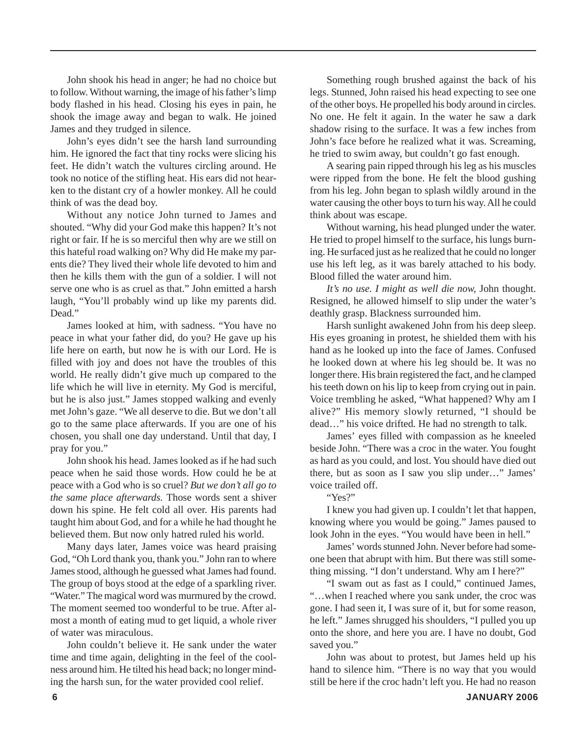John shook his head in anger; he had no choice but to follow. Without warning, the image of his father's limp body flashed in his head. Closing his eyes in pain, he shook the image away and began to walk. He joined James and they trudged in silence.

John's eyes didn't see the harsh land surrounding him. He ignored the fact that tiny rocks were slicing his feet. He didn't watch the vultures circling around. He took no notice of the stifling heat. His ears did not hearken to the distant cry of a howler monkey. All he could think of was the dead boy.

Without any notice John turned to James and shouted. "Why did your God make this happen? It's not right or fair. If he is so merciful then why are we still on this hateful road walking on? Why did He make my parents die? They lived their whole life devoted to him and then he kills them with the gun of a soldier. I will not serve one who is as cruel as that." John emitted a harsh laugh, "You'll probably wind up like my parents did. Dead."

James looked at him, with sadness. "You have no peace in what your father did, do you? He gave up his life here on earth, but now he is with our Lord. He is filled with joy and does not have the troubles of this world. He really didn't give much up compared to the life which he will live in eternity. My God is merciful, but he is also just." James stopped walking and evenly met John's gaze. "We all deserve to die. But we don't all go to the same place afterwards. If you are one of his chosen, you shall one day understand. Until that day, I pray for you."

John shook his head. James looked as if he had such peace when he said those words. How could he be at peace with a God who is so cruel? *But we don't all go to the same place afterwards.* Those words sent a shiver down his spine. He felt cold all over. His parents had taught him about God, and for a while he had thought he believed them. But now only hatred ruled his world.

Many days later, James voice was heard praising God, "Oh Lord thank you, thank you." John ran to where James stood, although he guessed what James had found. The group of boys stood at the edge of a sparkling river. "Water." The magical word was murmured by the crowd. The moment seemed too wonderful to be true. After almost a month of eating mud to get liquid, a whole river of water was miraculous.

John couldn't believe it. He sank under the water time and time again, delighting in the feel of the coolness around him. He tilted his head back; no longer minding the harsh sun, for the water provided cool relief.

Something rough brushed against the back of his legs. Stunned, John raised his head expecting to see one of the other boys. He propelled his body around in circles. No one. He felt it again. In the water he saw a dark shadow rising to the surface. It was a few inches from John's face before he realized what it was. Screaming, he tried to swim away, but couldn't go fast enough.

A searing pain ripped through his leg as his muscles were ripped from the bone. He felt the blood gushing from his leg. John began to splash wildly around in the water causing the other boys to turn his way. All he could think about was escape.

Without warning, his head plunged under the water. He tried to propel himself to the surface, his lungs burning. He surfaced just as he realized that he could no longer use his left leg, as it was barely attached to his body. Blood filled the water around him.

*It's no use. I might as well die now,* John thought. Resigned, he allowed himself to slip under the water's deathly grasp. Blackness surrounded him.

Harsh sunlight awakened John from his deep sleep. His eyes groaning in protest, he shielded them with his hand as he looked up into the face of James. Confused he looked down at where his leg should be. It was no longer there. His brain registered the fact, and he clamped his teeth down on his lip to keep from crying out in pain. Voice trembling he asked, "What happened? Why am I alive?" His memory slowly returned, "I should be dead…" his voice drifted. He had no strength to talk.

James' eyes filled with compassion as he kneeled beside John. "There was a croc in the water. You fought as hard as you could, and lost. You should have died out there, but as soon as I saw you slip under…" James' voice trailed off.

"Yes?"

I knew you had given up. I couldn't let that happen, knowing where you would be going." James paused to look John in the eyes. "You would have been in hell."

James' words stunned John. Never before had someone been that abrupt with him. But there was still something missing. "I don't understand. Why am I here?"

"I swam out as fast as I could," continued James, "…when I reached where you sank under, the croc was gone. I had seen it, I was sure of it, but for some reason, he left." James shrugged his shoulders, "I pulled you up onto the shore, and here you are. I have no doubt, God saved you."

John was about to protest, but James held up his hand to silence him. "There is no way that you would still be here if the croc hadn't left you. He had no reason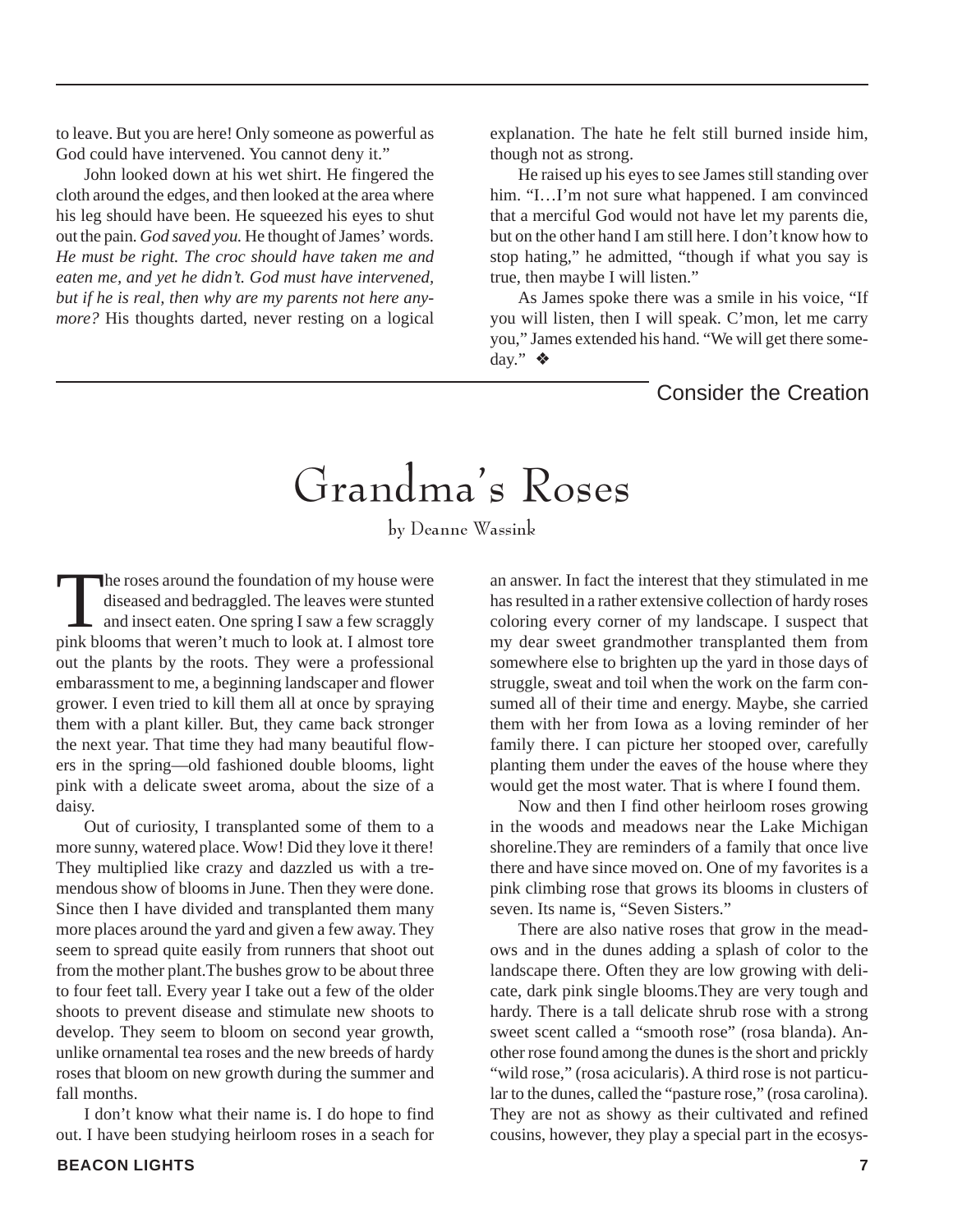to leave. But you are here! Only someone as powerful as God could have intervened. You cannot deny it."

John looked down at his wet shirt. He fingered the cloth around the edges, and then looked at the area where his leg should have been. He squeezed his eyes to shut out the pain. *God saved you.* He thought of James' words. *He must be right. The croc should have taken me and eaten me, and yet he didn't. God must have intervened, but if he is real, then why are my parents not here anymore?* His thoughts darted, never resting on a logical explanation. The hate he felt still burned inside him, though not as strong.

He raised up his eyes to see James still standing over him. "I…I'm not sure what happened. I am convinced that a merciful God would not have let my parents die, but on the other hand I am still here. I don't know how to stop hating," he admitted, "though if what you say is true, then maybe I will listen."

As James spoke there was a smile in his voice, "If you will listen, then I will speak. C'mon, let me carry you," James extended his hand. "We will get there someday." ❖

Consider the Creation

# Grandma's Roses

by Deanne Wassink

The roses around the foundation of my house were diseased and bedraggled. The leaves were stunted and insect eaten. One spring I saw a few scraggly pink blooms that weren't much to look at. I almost tore out the plants by the roots. They were a professional embarassment to me, a beginning landscaper and flower grower. I even tried to kill them all at once by spraying them with a plant killer. But, they came back stronger the next year. That time they had many beautiful flowers in the spring—old fashioned double blooms, light pink with a delicate sweet aroma, about the size of a daisy.

Out of curiosity, I transplanted some of them to a more sunny, watered place. Wow! Did they love it there! They multiplied like crazy and dazzled us with a tremendous show of blooms in June. Then they were done. Since then I have divided and transplanted them many more places around the yard and given a few away. They seem to spread quite easily from runners that shoot out from the mother plant.The bushes grow to be about three to four feet tall. Every year I take out a few of the older shoots to prevent disease and stimulate new shoots to develop. They seem to bloom on second year growth, unlike ornamental tea roses and the new breeds of hardy roses that bloom on new growth during the summer and fall months.

I don't know what their name is. I do hope to find out. I have been studying heirloom roses in a seach for an answer. In fact the interest that they stimulated in me has resulted in a rather extensive collection of hardy roses coloring every corner of my landscape. I suspect that my dear sweet grandmother transplanted them from somewhere else to brighten up the yard in those days of struggle, sweat and toil when the work on the farm consumed all of their time and energy. Maybe, she carried them with her from Iowa as a loving reminder of her family there. I can picture her stooped over, carefully planting them under the eaves of the house where they would get the most water. That is where I found them.

Now and then I find other heirloom roses growing in the woods and meadows near the Lake Michigan shoreline.They are reminders of a family that once live there and have since moved on. One of my favorites is a pink climbing rose that grows its blooms in clusters of seven. Its name is, "Seven Sisters."

There are also native roses that grow in the meadows and in the dunes adding a splash of color to the landscape there. Often they are low growing with delicate, dark pink single blooms.They are very tough and hardy. There is a tall delicate shrub rose with a strong sweet scent called a "smooth rose" (rosa blanda). Another rose found among the dunes is the short and prickly "wild rose," (rosa acicularis). A third rose is not particular to the dunes, called the "pasture rose," (rosa carolina). They are not as showy as their cultivated and refined cousins, however, they play a special part in the ecosys-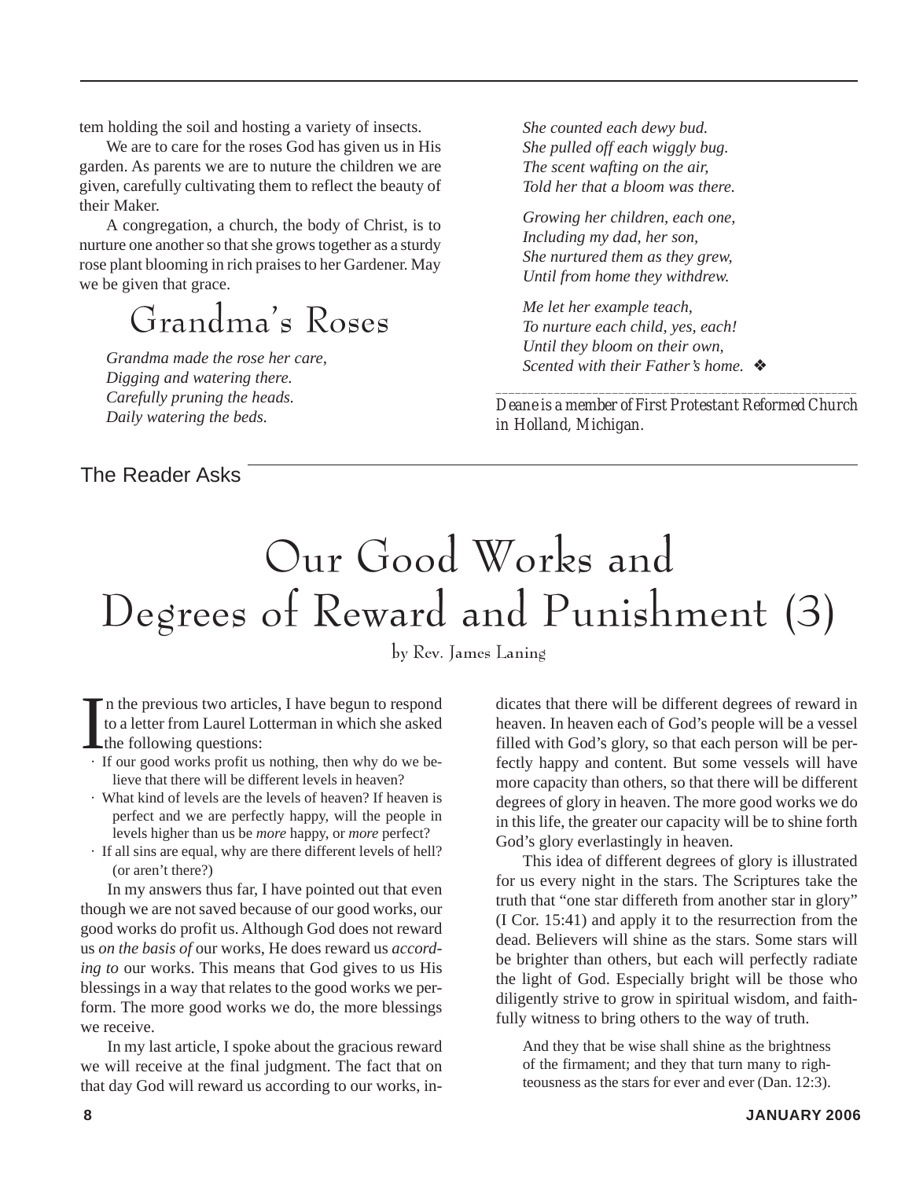tem holding the soil and hosting a variety of insects.

We are to care for the roses God has given us in His garden. As parents we are to nuture the children we are given, carefully cultivating them to reflect the beauty of their Maker.

A congregation, a church, the body of Christ, is to nurture one another so that she grows together as a sturdy rose plant blooming in rich praises to her Gardener. May we be given that grace.

## Grandma's Roses

*Grandma made the rose her care,*
*Digging and watering there.*
*Carefully pruning the heads.*
*Daily watering the beds.*

*She counted each dewy bud.*
*She pulled off each wiggly bug.*
*The scent wafting on the air,*
*Told her that a bloom was there.*

*Growing her children, each one,*
*Including my dad, her son,*
*She nurtured them as they grew,*
*Until from home they withdrew.*

*Me let her example teach,*
*To nurture each child, yes, each!*
*Until they bloom on their own,*
*Scented with their Father's home.* ❖

---

*Deane is a member of First Protestant Reformed Church in Holland, Michigan.*

The Reader Asks

# Our Good Works and Degrees of Reward and Punishment (3)

by Rev. James Laning

In the previous two articles, I have begun to respond to a letter from Laurel Lotterman in which she asked the following questions:

- If our good works profit us nothing, then why do we believe that there will be different levels in heaven?
- What kind of levels are the levels of heaven? If heaven is perfect and we are perfectly happy, will the people in levels higher than us be *more* happy, or *more* perfect?
- If all sins are equal, why are there different levels of hell? (or aren't there?)

In my answers thus far, I have pointed out that even though we are not saved because of our good works, our good works do profit us. Although God does not reward us *on the basis of* our works, He does reward us *according to* our works. This means that God gives to us His blessings in a way that relates to the good works we perform. The more good works we do, the more blessings we receive.

In my last article, I spoke about the gracious reward we will receive at the final judgment. The fact that on that day God will reward us according to our works, indicates that there will be different degrees of reward in heaven. In heaven each of God's people will be a vessel filled with God's glory, so that each person will be perfectly happy and content. But some vessels will have more capacity than others, so that there will be different degrees of glory in heaven. The more good works we do in this life, the greater our capacity will be to shine forth God's glory everlastingly in heaven.

This idea of different degrees of glory is illustrated for us every night in the stars. The Scriptures take the truth that "one star differeth from another star in glory" (I Cor. 15:41) and apply it to the resurrection from the dead. Believers will shine as the stars. Some stars will be brighter than others, but each will perfectly radiate the light of God. Especially bright will be those who diligently strive to grow in spiritual wisdom, and faithfully witness to bring others to the way of truth.

> And they that be wise shall shine as the brightness of the firmament; and they that turn many to righteousness as the stars for ever and ever (Dan. 12:3).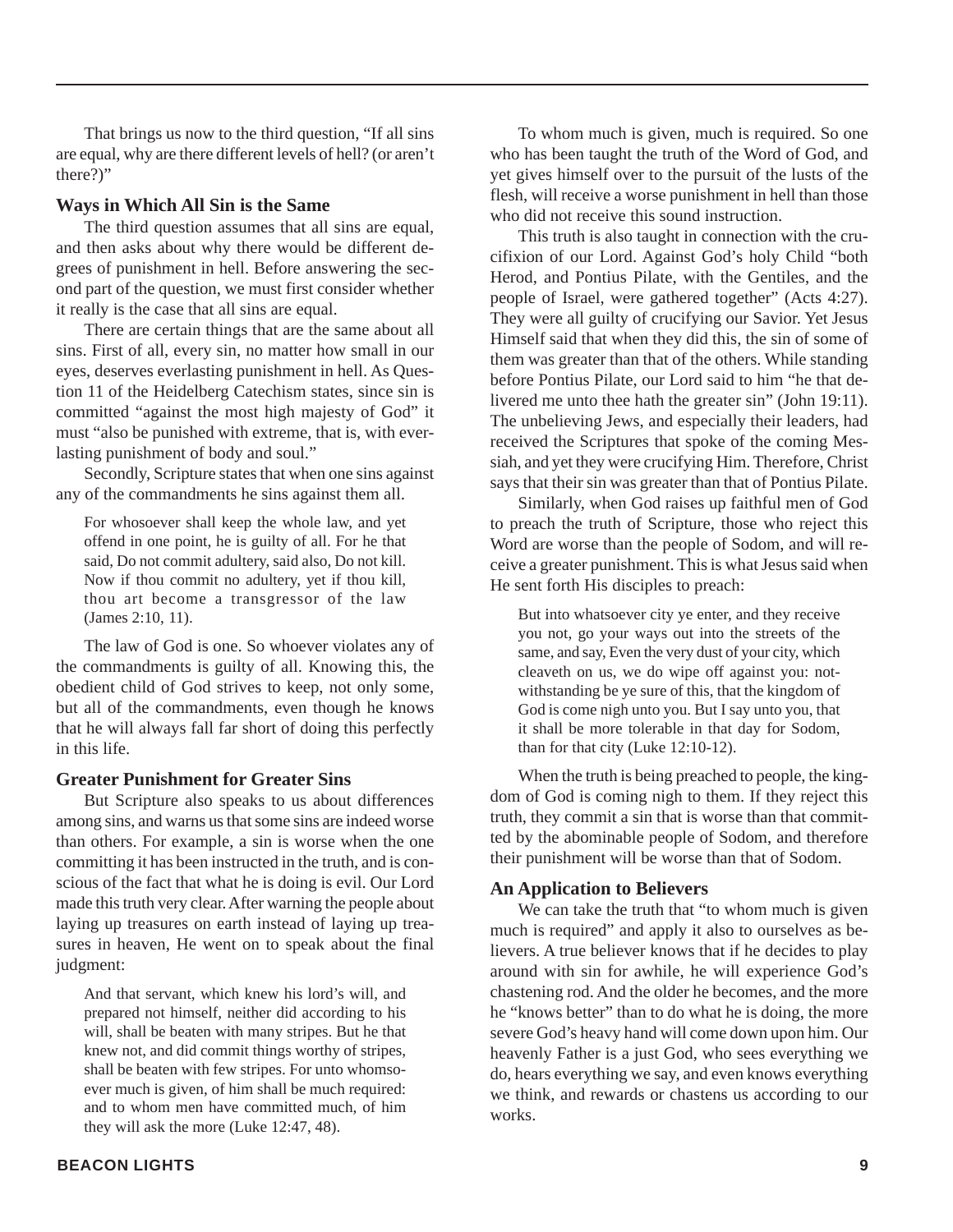That brings us now to the third question, "If all sins are equal, why are there different levels of hell? (or aren't there?)"

### Ways in Which All Sin is the Same

The third question assumes that all sins are equal, and then asks about why there would be different degrees of punishment in hell. Before answering the second part of the question, we must first consider whether it really is the case that all sins are equal.

There are certain things that are the same about all sins. First of all, every sin, no matter how small in our eyes, deserves everlasting punishment in hell. As Question 11 of the Heidelberg Catechism states, since sin is committed "against the most high majesty of God" it must "also be punished with extreme, that is, with everlasting punishment of body and soul."

Secondly, Scripture states that when one sins against any of the commandments he sins against them all.

> For whosoever shall keep the whole law, and yet offend in one point, he is guilty of all. For he that said, Do not commit adultery, said also, Do not kill. Now if thou commit no adultery, yet if thou kill, thou art become a transgressor of the law (James 2:10, 11).

The law of God is one. So whoever violates any of the commandments is guilty of all. Knowing this, the obedient child of God strives to keep, not only some, but all of the commandments, even though he knows that he will always fall far short of doing this perfectly in this life.

### Greater Punishment for Greater Sins

But Scripture also speaks to us about differences among sins, and warns us that some sins are indeed worse than others. For example, a sin is worse when the one committing it has been instructed in the truth, and is conscious of the fact that what he is doing is evil. Our Lord made this truth very clear. After warning the people about laying up treasures on earth instead of laying up treasures in heaven, He went on to speak about the final judgment:

> And that servant, which knew his lord's will, and prepared not himself, neither did according to his will, shall be beaten with many stripes. But he that knew not, and did commit things worthy of stripes, shall be beaten with few stripes. For unto whomsoever much is given, of him shall be much required: and to whom men have committed much, of him they will ask the more (Luke 12:47, 48).

To whom much is given, much is required. So one who has been taught the truth of the Word of God, and yet gives himself over to the pursuit of the lusts of the flesh, will receive a worse punishment in hell than those who did not receive this sound instruction.

This truth is also taught in connection with the crucifixion of our Lord. Against God's holy Child "both Herod, and Pontius Pilate, with the Gentiles, and the people of Israel, were gathered together" (Acts 4:27). They were all guilty of crucifying our Savior. Yet Jesus Himself said that when they did this, the sin of some of them was greater than that of the others. While standing before Pontius Pilate, our Lord said to him "he that delivered me unto thee hath the greater sin" (John 19:11). The unbelieving Jews, and especially their leaders, had received the Scriptures that spoke of the coming Messiah, and yet they were crucifying Him. Therefore, Christ says that their sin was greater than that of Pontius Pilate.

Similarly, when God raises up faithful men of God to preach the truth of Scripture, those who reject this Word are worse than the people of Sodom, and will receive a greater punishment. This is what Jesus said when He sent forth His disciples to preach:

> But into whatsoever city ye enter, and they receive you not, go your ways out into the streets of the same, and say, Even the very dust of your city, which cleaveth on us, we do wipe off against you: notwithstanding be ye sure of this, that the kingdom of God is come nigh unto you. But I say unto you, that it shall be more tolerable in that day for Sodom, than for that city (Luke 12:10-12).

When the truth is being preached to people, the kingdom of God is coming nigh to them. If they reject this truth, they commit a sin that is worse than that committed by the abominable people of Sodom, and therefore their punishment will be worse than that of Sodom.

### An Application to Believers

We can take the truth that "to whom much is given much is required" and apply it also to ourselves as believers. A true believer knows that if he decides to play around with sin for awhile, he will experience God's chastening rod. And the older he becomes, and the more he "knows better" than to do what he is doing, the more severe God's heavy hand will come down upon him. Our heavenly Father is a just God, who sees everything we do, hears everything we say, and even knows everything we think, and rewards or chastens us according to our works.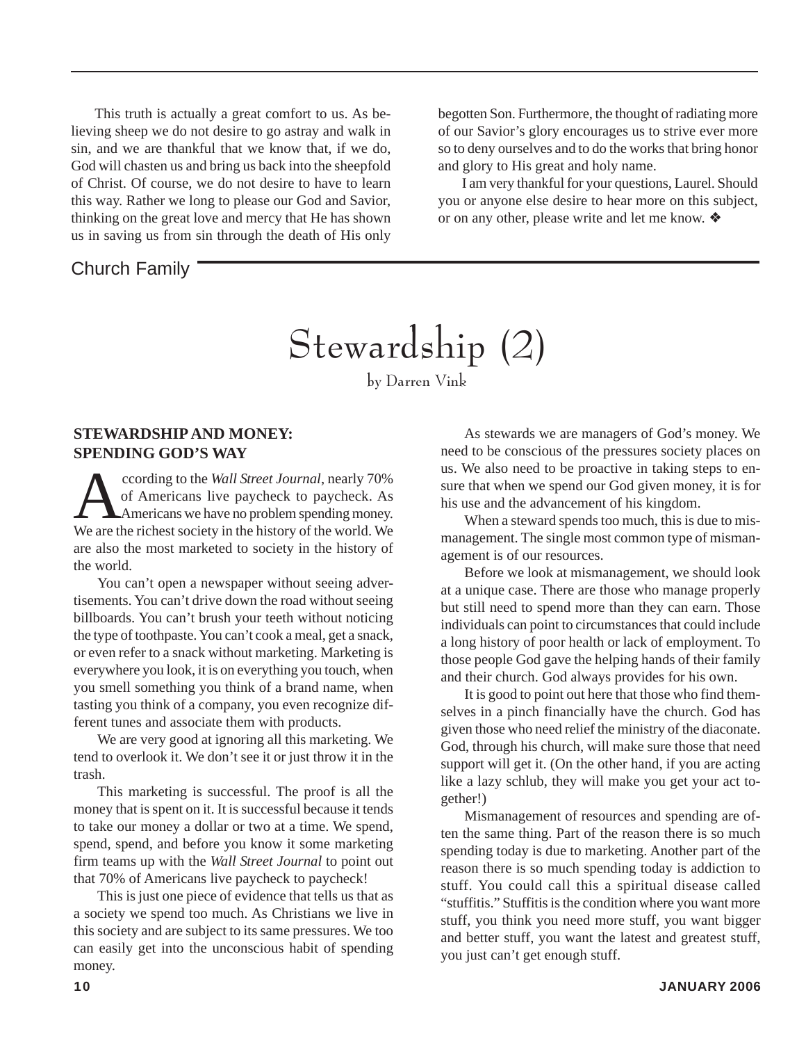This truth is actually a great comfort to us. As believing sheep we do not desire to go astray and walk in sin, and we are thankful that we know that, if we do, God will chasten us and bring us back into the sheepfold of Christ. Of course, we do not desire to have to learn this way. Rather we long to please our God and Savior, thinking on the great love and mercy that He has shown us in saving us from sin through the death of His only begotten Son. Furthermore, the thought of radiating more of our Savior's glory encourages us to strive ever more so to deny ourselves and to do the works that bring honor and glory to His great and holy name.

I am very thankful for your questions, Laurel. Should you or anyone else desire to hear more on this subject, or on any other, please write and let me know. ❖

Church Family

# Stewardship (2)

by Darren Vink

## STEWARDSHIP AND MONEY: SPENDING GOD'S WAY

According to the *Wall Street Journal*, nearly 70% of Americans live paycheck to paycheck. As Americans we have no problem spending money. We are the richest society in the history of the world. We are also the most marketed to society in the history of the world.

You can't open a newspaper without seeing advertisements. You can't drive down the road without seeing billboards. You can't brush your teeth without noticing the type of toothpaste. You can't cook a meal, get a snack, or even refer to a snack without marketing. Marketing is everywhere you look, it is on everything you touch, when you smell something you think of a brand name, when tasting you think of a company, you even recognize different tunes and associate them with products.

We are very good at ignoring all this marketing. We tend to overlook it. We don't see it or just throw it in the trash.

This marketing is successful. The proof is all the money that is spent on it. It is successful because it tends to take our money a dollar or two at a time. We spend, spend, spend, and before you know it some marketing firm teams up with the *Wall Street Journal* to point out that 70% of Americans live paycheck to paycheck!

This is just one piece of evidence that tells us that as a society we spend too much. As Christians we live in this society and are subject to its same pressures. We too can easily get into the unconscious habit of spending money.

As stewards we are managers of God's money. We need to be conscious of the pressures society places on us. We also need to be proactive in taking steps to ensure that when we spend our God given money, it is for his use and the advancement of his kingdom.

When a steward spends too much, this is due to mismanagement. The single most common type of mismanagement is of our resources.

Before we look at mismanagement, we should look at a unique case. There are those who manage properly but still need to spend more than they can earn. Those individuals can point to circumstances that could include a long history of poor health or lack of employment. To those people God gave the helping hands of their family and their church. God always provides for his own.

It is good to point out here that those who find themselves in a pinch financially have the church. God has given those who need relief the ministry of the diaconate. God, through his church, will make sure those that need support will get it. (On the other hand, if you are acting like a lazy schlub, they will make you get your act together!)

Mismanagement of resources and spending are often the same thing. Part of the reason there is so much spending today is due to marketing. Another part of the reason there is so much spending today is addiction to stuff. You could call this a spiritual disease called "stuffitis." Stuffitis is the condition where you want more stuff, you think you need more stuff, you want bigger and better stuff, you want the latest and greatest stuff, you just can't get enough stuff.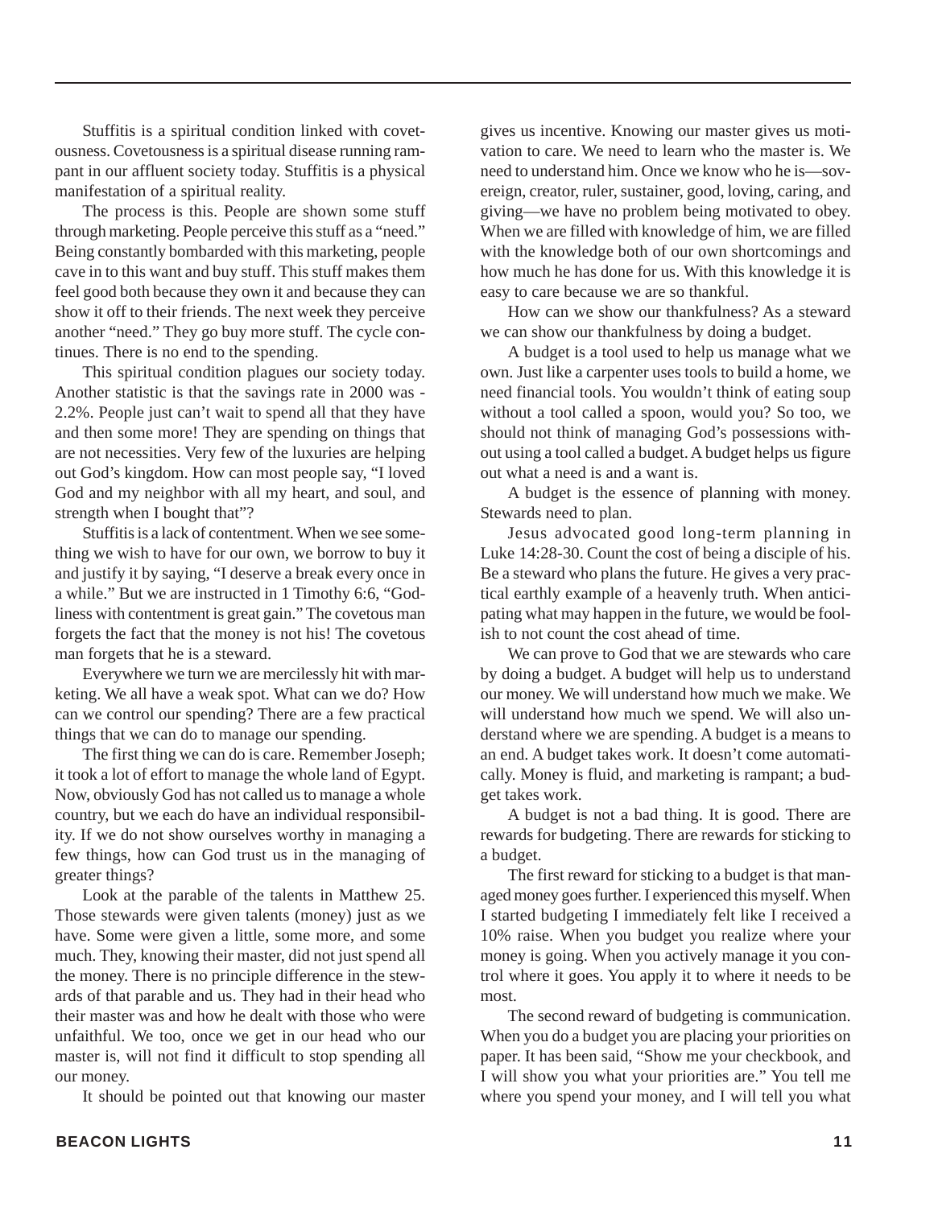Stuffitis is a spiritual condition linked with covetousness. Covetousness is a spiritual disease running rampant in our affluent society today. Stuffitis is a physical manifestation of a spiritual reality.

The process is this. People are shown some stuff through marketing. People perceive this stuff as a "need." Being constantly bombarded with this marketing, people cave in to this want and buy stuff. This stuff makes them feel good both because they own it and because they can show it off to their friends. The next week they perceive another "need." They go buy more stuff. The cycle continues. There is no end to the spending.

This spiritual condition plagues our society today. Another statistic is that the savings rate in 2000 was -2.2%. People just can't wait to spend all that they have and then some more! They are spending on things that are not necessities. Very few of the luxuries are helping out God's kingdom. How can most people say, "I loved God and my neighbor with all my heart, and soul, and strength when I bought that"?

Stuffitis is a lack of contentment. When we see something we wish to have for our own, we borrow to buy it and justify it by saying, "I deserve a break every once in a while." But we are instructed in 1 Timothy 6:6, "Godliness with contentment is great gain." The covetous man forgets the fact that the money is not his! The covetous man forgets that he is a steward.

Everywhere we turn we are mercilessly hit with marketing. We all have a weak spot. What can we do? How can we control our spending? There are a few practical things that we can do to manage our spending.

The first thing we can do is care. Remember Joseph; it took a lot of effort to manage the whole land of Egypt. Now, obviously God has not called us to manage a whole country, but we each do have an individual responsibility. If we do not show ourselves worthy in managing a few things, how can God trust us in the managing of greater things?

Look at the parable of the talents in Matthew 25. Those stewards were given talents (money) just as we have. Some were given a little, some more, and some much. They, knowing their master, did not just spend all the money. There is no principle difference in the stewards of that parable and us. They had in their head who their master was and how he dealt with those who were unfaithful. We too, once we get in our head who our master is, will not find it difficult to stop spending all our money.

It should be pointed out that knowing our master gives us incentive. Knowing our master gives us motivation to care. We need to learn who the master is. We need to understand him. Once we know who he is—sovereign, creator, ruler, sustainer, good, loving, caring, and giving—we have no problem being motivated to obey. When we are filled with knowledge of him, we are filled with the knowledge both of our own shortcomings and how much he has done for us. With this knowledge it is easy to care because we are so thankful.

How can we show our thankfulness? As a steward we can show our thankfulness by doing a budget.

A budget is a tool used to help us manage what we own. Just like a carpenter uses tools to build a home, we need financial tools. You wouldn't think of eating soup without a tool called a spoon, would you? So too, we should not think of managing God's possessions without using a tool called a budget. A budget helps us figure out what a need is and a want is.

A budget is the essence of planning with money. Stewards need to plan.

Jesus advocated good long-term planning in Luke 14:28-30. Count the cost of being a disciple of his. Be a steward who plans the future. He gives a very practical earthly example of a heavenly truth. When anticipating what may happen in the future, we would be foolish to not count the cost ahead of time.

We can prove to God that we are stewards who care by doing a budget. A budget will help us to understand our money. We will understand how much we make. We will understand how much we spend. We will also understand where we are spending. A budget is a means to an end. A budget takes work. It doesn't come automatically. Money is fluid, and marketing is rampant; a budget takes work.

A budget is not a bad thing. It is good. There are rewards for budgeting. There are rewards for sticking to a budget.

The first reward for sticking to a budget is that managed money goes further. I experienced this myself. When I started budgeting I immediately felt like I received a 10% raise. When you budget you realize where your money is going. When you actively manage it you control where it goes. You apply it to where it needs to be most.

The second reward of budgeting is communication. When you do a budget you are placing your priorities on paper. It has been said, "Show me your checkbook, and I will show you what your priorities are." You tell me where you spend your money, and I will tell you what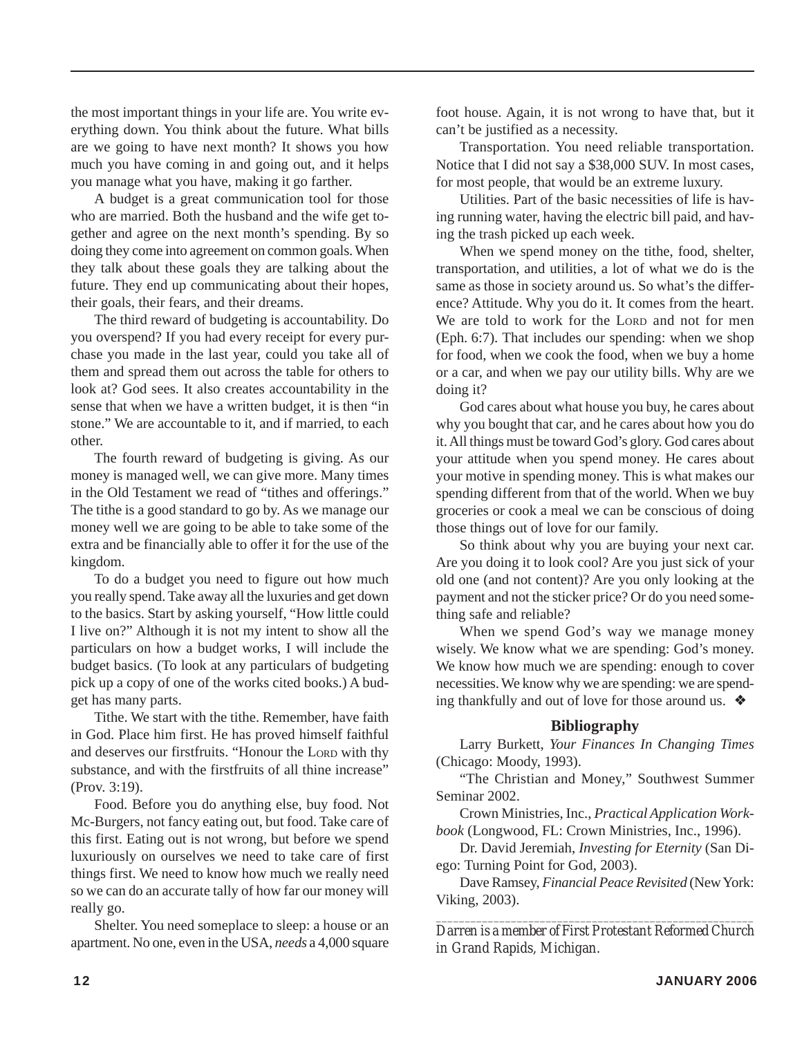the most important things in your life are. You write everything down. You think about the future. What bills are we going to have next month? It shows you how much you have coming in and going out, and it helps you manage what you have, making it go farther.

A budget is a great communication tool for those who are married. Both the husband and the wife get together and agree on the next month's spending. By so doing they come into agreement on common goals. When they talk about these goals they are talking about the future. They end up communicating about their hopes, their goals, their fears, and their dreams.

The third reward of budgeting is accountability. Do you overspend? If you had every receipt for every purchase you made in the last year, could you take all of them and spread them out across the table for others to look at? God sees. It also creates accountability in the sense that when we have a written budget, it is then "in stone." We are accountable to it, and if married, to each other.

The fourth reward of budgeting is giving. As our money is managed well, we can give more. Many times in the Old Testament we read of "tithes and offerings." The tithe is a good standard to go by. As we manage our money well we are going to be able to take some of the extra and be financially able to offer it for the use of the kingdom.

To do a budget you need to figure out how much you really spend. Take away all the luxuries and get down to the basics. Start by asking yourself, "How little could I live on?" Although it is not my intent to show all the particulars on how a budget works, I will include the budget basics. (To look at any particulars of budgeting pick up a copy of one of the works cited books.) A budget has many parts.

Tithe. We start with the tithe. Remember, have faith in God. Place him first. He has proved himself faithful and deserves our firstfruits. "Honour the LORD with thy substance, and with the firstfruits of all thine increase" (Prov. 3:19).

Food. Before you do anything else, buy food. Not Mc-Burgers, not fancy eating out, but food. Take care of this first. Eating out is not wrong, but before we spend luxuriously on ourselves we need to take care of first things first. We need to know how much we really need so we can do an accurate tally of how far our money will really go.

Shelter. You need someplace to sleep: a house or an apartment. No one, even in the USA, *needs* a 4,000 square foot house. Again, it is not wrong to have that, but it can't be justified as a necessity.

Transportation. You need reliable transportation. Notice that I did not say a $38,000 SUV. In most cases, for most people, that would be an extreme luxury.

Utilities. Part of the basic necessities of life is having running water, having the electric bill paid, and having the trash picked up each week.

When we spend money on the tithe, food, shelter, transportation, and utilities, a lot of what we do is the same as those in society around us. So what's the difference? Attitude. Why you do it. It comes from the heart. We are told to work for the LORD and not for men (Eph. 6:7). That includes our spending: when we shop for food, when we cook the food, when we buy a home or a car, and when we pay our utility bills. Why are we doing it?

God cares about what house you buy, he cares about why you bought that car, and he cares about how you do it. All things must be toward God's glory. God cares about your attitude when you spend money. He cares about your motive in spending money. This is what makes our spending different from that of the world. When we buy groceries or cook a meal we can be conscious of doing those things out of love for our family.

So think about why you are buying your next car. Are you doing it to look cool? Are you just sick of your old one (and not content)? Are you only looking at the payment and not the sticker price? Or do you need something safe and reliable?

When we spend God's way we manage money wisely. We know what we are spending: God's money. We know how much we are spending: enough to cover necessities. We know why we are spending: we are spending thankfully and out of love for those around us. ❖

### Bibliography

Larry Burkett, *Your Finances In Changing Times* (Chicago: Moody, 1993).

"The Christian and Money," Southwest Summer Seminar 2002.

Crown Ministries, Inc., *Practical Application Workbook* (Longwood, FL: Crown Ministries, Inc., 1996).

Dr. David Jeremiah, *Investing for Eternity* (San Diego: Turning Point for God, 2003).

Dave Ramsey, *Financial Peace Revisited* (New York: Viking, 2003).

---

*Darren is a member of First Protestant Reformed Church in Grand Rapids, Michigan.*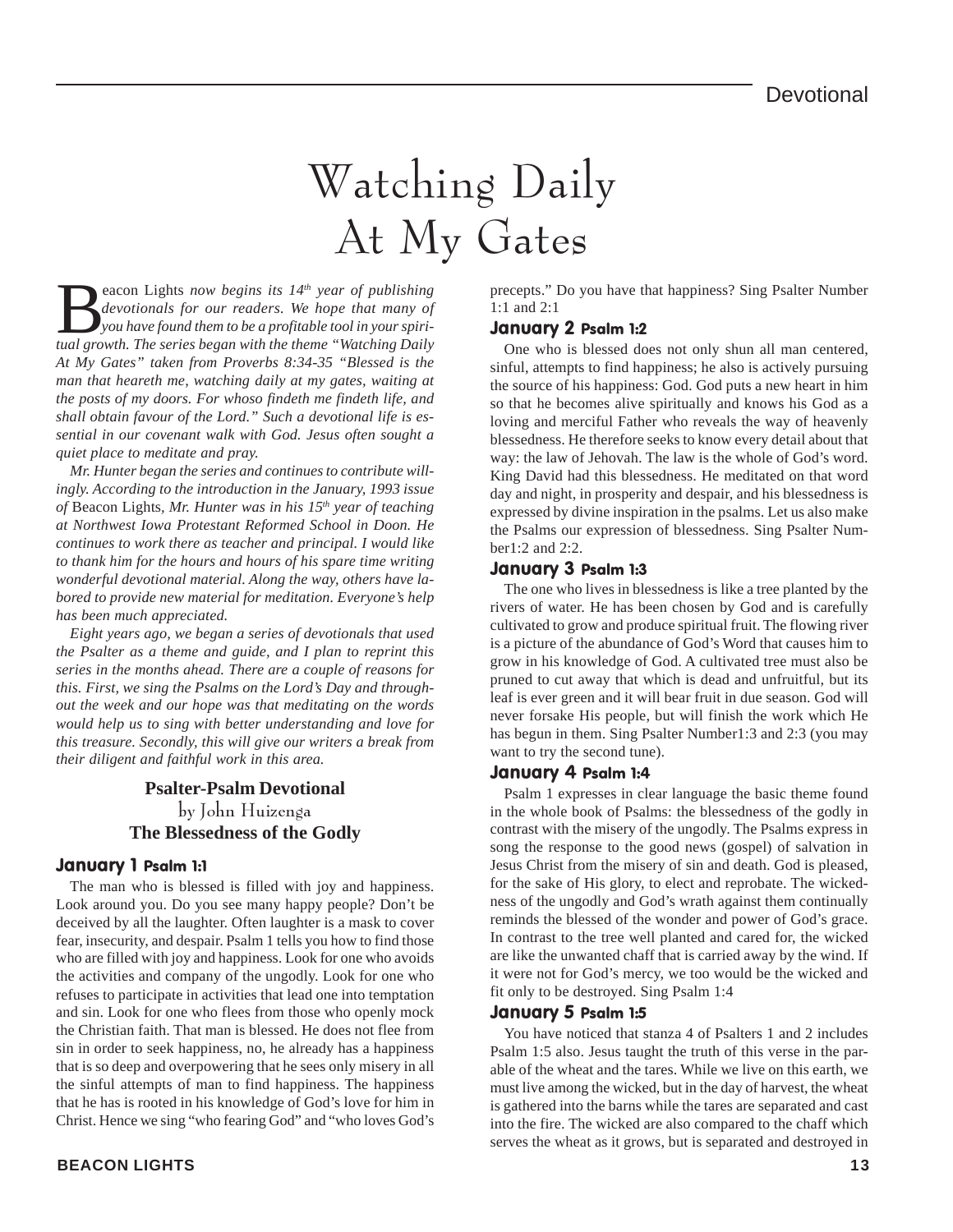# Watching Daily At My Gates

*Beacon Lights now begins its 14th year of publishing devotionals for our readers. We hope that many of you have found them to be a profitable tool in your spiritual growth. The series began with the theme "Watching Daily At My Gates" taken from Proverbs 8:34-35 "Blessed is the man that heareth me, watching daily at my gates, waiting at the posts of my doors. For whoso findeth me findeth life, and shall obtain favour of the Lord." Such a devotional life is essential in our covenant walk with God. Jesus often sought a quiet place to meditate and pray.*

*Mr. Hunter began the series and continues to contribute willingly. According to the introduction in the January, 1993 issue of* Beacon Lights*, Mr. Hunter was in his 15th year of teaching at Northwest Iowa Protestant Reformed School in Doon. He continues to work there as teacher and principal. I would like to thank him for the hours and hours of his spare time writing wonderful devotional material. Along the way, others have labored to provide new material for meditation. Everyone's help has been much appreciated.*

*Eight years ago, we began a series of devotionals that used the Psalter as a theme and guide, and I plan to reprint this series in the months ahead. There are a couple of reasons for this. First, we sing the Psalms on the Lord's Day and throughout the week and our hope was that meditating on the words would help us to sing with better understanding and love for this treasure. Secondly, this will give our writers a break from their diligent and faithful work in this area.*

**Psalter-Psalm Devotional**
by John Huizenga
**The Blessedness of the Godly**

### January 1 Psalm 1:1

The man who is blessed is filled with joy and happiness. Look around you. Do you see many happy people? Don't be deceived by all the laughter. Often laughter is a mask to cover fear, insecurity, and despair. Psalm 1 tells you how to find those who are filled with joy and happiness. Look for one who avoids the activities and company of the ungodly. Look for one who refuses to participate in activities that lead one into temptation and sin. Look for one who flees from those who openly mock the Christian faith. That man is blessed. He does not flee from sin in order to seek happiness, no, he already has a happiness that is so deep and overpowering that he sees only misery in all the sinful attempts of man to find happiness. The happiness that he has is rooted in his knowledge of God's love for him in Christ. Hence we sing "who fearing God" and "who loves God's precepts." Do you have that happiness? Sing Psalter Number 1:1 and 2:1

### January 2 Psalm 1:2

One who is blessed does not only shun all man centered, sinful, attempts to find happiness; he also is actively pursuing the source of his happiness: God. God puts a new heart in him so that he becomes alive spiritually and knows his God as a loving and merciful Father who reveals the way of heavenly blessedness. He therefore seeks to know every detail about that way: the law of Jehovah. The law is the whole of God's word. King David had this blessedness. He meditated on that word day and night, in prosperity and despair, and his blessedness is expressed by divine inspiration in the psalms. Let us also make the Psalms our expression of blessedness. Sing Psalter Number1:2 and 2:2.

### January 3 Psalm 1:3

The one who lives in blessedness is like a tree planted by the rivers of water. He has been chosen by God and is carefully cultivated to grow and produce spiritual fruit. The flowing river is a picture of the abundance of God's Word that causes him to grow in his knowledge of God. A cultivated tree must also be pruned to cut away that which is dead and unfruitful, but its leaf is ever green and it will bear fruit in due season. God will never forsake His people, but will finish the work which He has begun in them. Sing Psalter Number1:3 and 2:3 (you may want to try the second tune).

### January 4 Psalm 1:4

Psalm 1 expresses in clear language the basic theme found in the whole book of Psalms: the blessedness of the godly in contrast with the misery of the ungodly. The Psalms express in song the response to the good news (gospel) of salvation in Jesus Christ from the misery of sin and death. God is pleased, for the sake of His glory, to elect and reprobate. The wickedness of the ungodly and God's wrath against them continually reminds the blessed of the wonder and power of God's grace. In contrast to the tree well planted and cared for, the wicked are like the unwanted chaff that is carried away by the wind. If it were not for God's mercy, we too would be the wicked and fit only to be destroyed. Sing Psalm 1:4

### January 5 Psalm 1:5

You have noticed that stanza 4 of Psalters 1 and 2 includes Psalm 1:5 also. Jesus taught the truth of this verse in the parable of the wheat and the tares. While we live on this earth, we must live among the wicked, but in the day of harvest, the wheat is gathered into the barns while the tares are separated and cast into the fire. The wicked are also compared to the chaff which serves the wheat as it grows, but is separated and destroyed in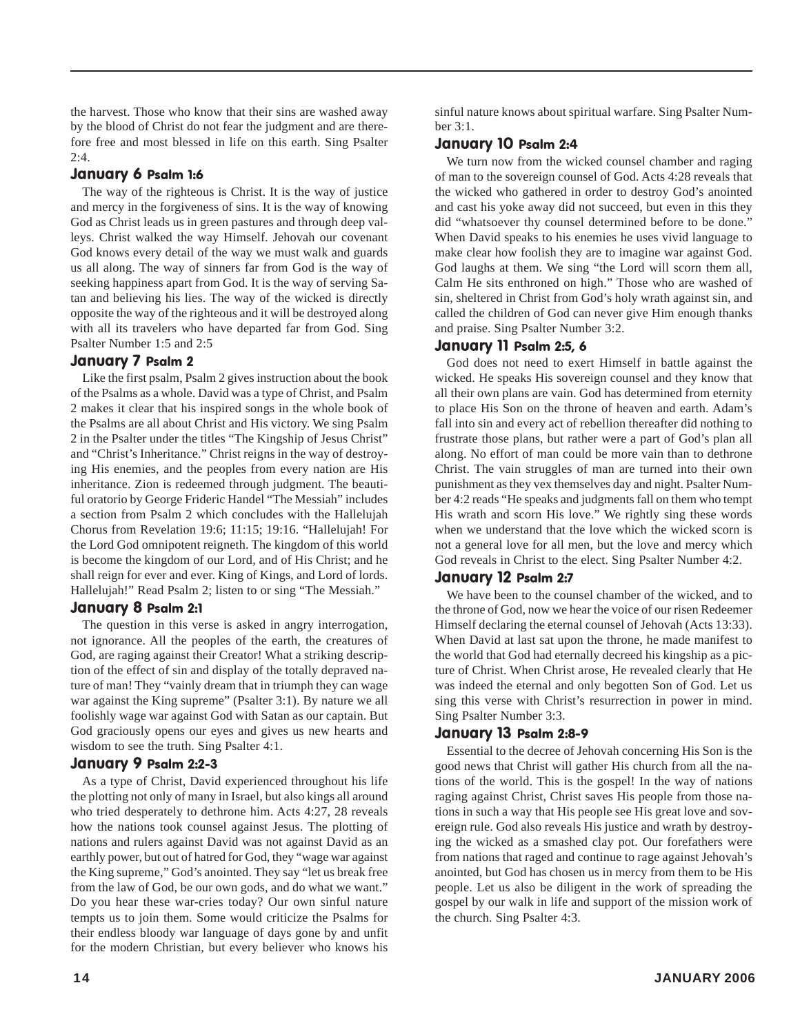the harvest. Those who know that their sins are washed away by the blood of Christ do not fear the judgment and are therefore free and most blessed in life on this earth. Sing Psalter 2:4.

### January 6 Psalm 1:6

The way of the righteous is Christ. It is the way of justice and mercy in the forgiveness of sins. It is the way of knowing God as Christ leads us in green pastures and through deep valleys. Christ walked the way Himself. Jehovah our covenant God knows every detail of the way we must walk and guards us all along. The way of sinners far from God is the way of seeking happiness apart from God. It is the way of serving Satan and believing his lies. The way of the wicked is directly opposite the way of the righteous and it will be destroyed along with all its travelers who have departed far from God. Sing Psalter Number 1:5 and 2:5

### January 7 Psalm 2

Like the first psalm, Psalm 2 gives instruction about the book of the Psalms as a whole. David was a type of Christ, and Psalm 2 makes it clear that his inspired songs in the whole book of the Psalms are all about Christ and His victory. We sing Psalm 2 in the Psalter under the titles "The Kingship of Jesus Christ" and "Christ's Inheritance." Christ reigns in the way of destroying His enemies, and the peoples from every nation are His inheritance. Zion is redeemed through judgment. The beautiful oratorio by George Frideric Handel "The Messiah" includes a section from Psalm 2 which concludes with the Hallelujah Chorus from Revelation 19:6; 11:15; 19:16. "Hallelujah! For the Lord God omnipotent reigneth. The kingdom of this world is become the kingdom of our Lord, and of His Christ; and he shall reign for ever and ever. King of Kings, and Lord of lords. Hallelujah!" Read Psalm 2; listen to or sing "The Messiah."

### January 8 Psalm 2:1

The question in this verse is asked in angry interrogation, not ignorance. All the peoples of the earth, the creatures of God, are raging against their Creator! What a striking description of the effect of sin and display of the totally depraved nature of man! They "vainly dream that in triumph they can wage war against the King supreme" (Psalter 3:1). By nature we all foolishly wage war against God with Satan as our captain. But God graciously opens our eyes and gives us new hearts and wisdom to see the truth. Sing Psalter 4:1.

### January 9 Psalm 2:2-3

As a type of Christ, David experienced throughout his life the plotting not only of many in Israel, but also kings all around who tried desperately to dethrone him. Acts 4:27, 28 reveals how the nations took counsel against Jesus. The plotting of nations and rulers against David was not against David as an earthly power, but out of hatred for God, they "wage war against the King supreme," God's anointed. They say "let us break free from the law of God, be our own gods, and do what we want." Do you hear these war-cries today? Our own sinful nature tempts us to join them. Some would criticize the Psalms for their endless bloody war language of days gone by and unfit for the modern Christian, but every believer who knows his sinful nature knows about spiritual warfare. Sing Psalter Number 3:1.

### January 10 Psalm 2:4

We turn now from the wicked counsel chamber and raging of man to the sovereign counsel of God. Acts 4:28 reveals that the wicked who gathered in order to destroy God's anointed and cast his yoke away did not succeed, but even in this they did "whatsoever thy counsel determined before to be done." When David speaks to his enemies he uses vivid language to make clear how foolish they are to imagine war against God. God laughs at them. We sing "the Lord will scorn them all, Calm He sits enthroned on high." Those who are washed of sin, sheltered in Christ from God's holy wrath against sin, and called the children of God can never give Him enough thanks and praise. Sing Psalter Number 3:2.

### January 11 Psalm 2:5, 6

God does not need to exert Himself in battle against the wicked. He speaks His sovereign counsel and they know that all their own plans are vain. God has determined from eternity to place His Son on the throne of heaven and earth. Adam's fall into sin and every act of rebellion thereafter did nothing to frustrate those plans, but rather were a part of God's plan all along. No effort of man could be more vain than to dethrone Christ. The vain struggles of man are turned into their own punishment as they vex themselves day and night. Psalter Number 4:2 reads "He speaks and judgments fall on them who tempt His wrath and scorn His love." We rightly sing these words when we understand that the love which the wicked scorn is not a general love for all men, but the love and mercy which God reveals in Christ to the elect. Sing Psalter Number 4:2.

### January 12 Psalm 2:7

We have been to the counsel chamber of the wicked, and to the throne of God, now we hear the voice of our risen Redeemer Himself declaring the eternal counsel of Jehovah (Acts 13:33). When David at last sat upon the throne, he made manifest to the world that God had eternally decreed his kingship as a picture of Christ. When Christ arose, He revealed clearly that He was indeed the eternal and only begotten Son of God. Let us sing this verse with Christ's resurrection in power in mind. Sing Psalter Number 3:3.

### January 13 Psalm 2:8-9

Essential to the decree of Jehovah concerning His Son is the good news that Christ will gather His church from all the nations of the world. This is the gospel! In the way of nations raging against Christ, Christ saves His people from those nations in such a way that His people see His great love and sovereign rule. God also reveals His justice and wrath by destroying the wicked as a smashed clay pot. Our forefathers were from nations that raged and continue to rage against Jehovah's anointed, but God has chosen us in mercy from them to be His people. Let us also be diligent in the work of spreading the gospel by our walk in life and support of the mission work of the church. Sing Psalter 4:3.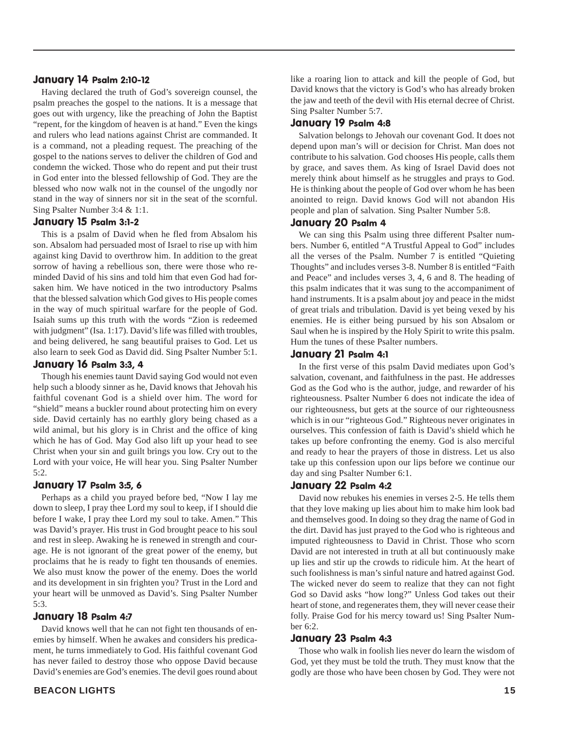### January 14 Psalm 2:10-12

Having declared the truth of God's sovereign counsel, the psalm preaches the gospel to the nations. It is a message that goes out with urgency, like the preaching of John the Baptist "repent, for the kingdom of heaven is at hand." Even the kings and rulers who lead nations against Christ are commanded. It is a command, not a pleading request. The preaching of the gospel to the nations serves to deliver the children of God and condemn the wicked. Those who do repent and put their trust in God enter into the blessed fellowship of God. They are the blessed who now walk not in the counsel of the ungodly nor stand in the way of sinners nor sit in the seat of the scornful. Sing Psalter Number 3:4 & 1:1.

### January 15 Psalm 3:1-2

This is a psalm of David when he fled from Absalom his son. Absalom had persuaded most of Israel to rise up with him against king David to overthrow him. In addition to the great sorrow of having a rebellious son, there were those who reminded David of his sins and told him that even God had forsaken him. We have noticed in the two introductory Psalms that the blessed salvation which God gives to His people comes in the way of much spiritual warfare for the people of God. Isaiah sums up this truth with the words "Zion is redeemed with judgment" (Isa. 1:17). David's life was filled with troubles, and being delivered, he sang beautiful praises to God. Let us also learn to seek God as David did. Sing Psalter Number 5:1.

### January 16 Psalm 3:3, 4

Though his enemies taunt David saying God would not even help such a bloody sinner as he, David knows that Jehovah his faithful covenant God is a shield over him. The word for "shield" means a buckler round about protecting him on every side. David certainly has no earthly glory being chased as a wild animal, but his glory is in Christ and the office of king which he has of God. May God also lift up your head to see Christ when your sin and guilt brings you low. Cry out to the Lord with your voice, He will hear you. Sing Psalter Number 5:2.

### January 17 Psalm 3:5, 6

Perhaps as a child you prayed before bed, "Now I lay me down to sleep, I pray thee Lord my soul to keep, if I should die before I wake, I pray thee Lord my soul to take. Amen." This was David's prayer. His trust in God brought peace to his soul and rest in sleep. Awaking he is renewed in strength and courage. He is not ignorant of the great power of the enemy, but proclaims that he is ready to fight ten thousands of enemies. We also must know the power of the enemy. Does the world and its development in sin frighten you? Trust in the Lord and your heart will be unmoved as David's. Sing Psalter Number 5:3.

### January 18 Psalm 4:7

David knows well that he can not fight ten thousands of enemies by himself. When he awakes and considers his predicament, he turns immediately to God. His faithful covenant God has never failed to destroy those who oppose David because David's enemies are God's enemies. The devil goes round about like a roaring lion to attack and kill the people of God, but David knows that the victory is God's who has already broken the jaw and teeth of the devil with His eternal decree of Christ. Sing Psalter Number 5:7.

### January 19 Psalm 4:8

Salvation belongs to Jehovah our covenant God. It does not depend upon man's will or decision for Christ. Man does not contribute to his salvation. God chooses His people, calls them by grace, and saves them. As king of Israel David does not merely think about himself as he struggles and prays to God. He is thinking about the people of God over whom he has been anointed to reign. David knows God will not abandon His people and plan of salvation. Sing Psalter Number 5:8.

### January 20 Psalm 4

We can sing this Psalm using three different Psalter numbers. Number 6, entitled "A Trustful Appeal to God" includes all the verses of the Psalm. Number 7 is entitled "Quieting Thoughts" and includes verses 3-8. Number 8 is entitled "Faith and Peace" and includes verses 3, 4, 6 and 8. The heading of this psalm indicates that it was sung to the accompaniment of hand instruments. It is a psalm about joy and peace in the midst of great trials and tribulation. David is yet being vexed by his enemies. He is either being pursued by his son Absalom or Saul when he is inspired by the Holy Spirit to write this psalm. Hum the tunes of these Psalter numbers.

### January 21 Psalm 4:1

In the first verse of this psalm David mediates upon God's salvation, covenant, and faithfulness in the past. He addresses God as the God who is the author, judge, and rewarder of his righteousness. Psalter Number 6 does not indicate the idea of our righteousness, but gets at the source of our righteousness which is in our "righteous God." Righteous never originates in ourselves. This confession of faith is David's shield which he takes up before confronting the enemy. God is also merciful and ready to hear the prayers of those in distress. Let us also take up this confession upon our lips before we continue our day and sing Psalter Number 6:1.

### January 22 Psalm 4:2

David now rebukes his enemies in verses 2-5. He tells them that they love making up lies about him to make him look bad and themselves good. In doing so they drag the name of God in the dirt. David has just prayed to the God who is righteous and imputed righteousness to David in Christ. Those who scorn David are not interested in truth at all but continuously make up lies and stir up the crowds to ridicule him. At the heart of such foolishness is man's sinful nature and hatred against God. The wicked never do seem to realize that they can not fight God so David asks "how long?" Unless God takes out their heart of stone, and regenerates them, they will never cease their folly. Praise God for his mercy toward us! Sing Psalter Number 6:2.

### January 23 Psalm 4:3

Those who walk in foolish lies never do learn the wisdom of God, yet they must be told the truth. They must know that the godly are those who have been chosen by God. They were not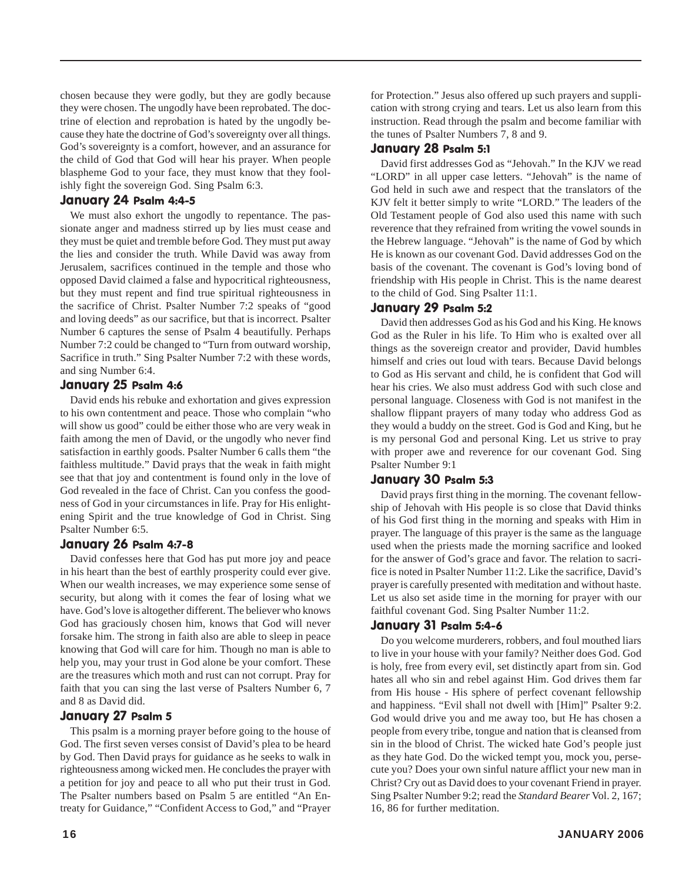chosen because they were godly, but they are godly because they were chosen. The ungodly have been reprobated. The doctrine of election and reprobation is hated by the ungodly because they hate the doctrine of God's sovereignty over all things. God's sovereignty is a comfort, however, and an assurance for the child of God that God will hear his prayer. When people blaspheme God to your face, they must know that they foolishly fight the sovereign God. Sing Psalm 6:3.

### January 24 Psalm 4:4-5

We must also exhort the ungodly to repentance. The passionate anger and madness stirred up by lies must cease and they must be quiet and tremble before God. They must put away the lies and consider the truth. While David was away from Jerusalem, sacrifices continued in the temple and those who opposed David claimed a false and hypocritical righteousness, but they must repent and find true spiritual righteousness in the sacrifice of Christ. Psalter Number 7:2 speaks of "good and loving deeds" as our sacrifice, but that is incorrect. Psalter Number 6 captures the sense of Psalm 4 beautifully. Perhaps Number 7:2 could be changed to "Turn from outward worship, Sacrifice in truth." Sing Psalter Number 7:2 with these words, and sing Number 6:4.

### January 25 Psalm 4:6

David ends his rebuke and exhortation and gives expression to his own contentment and peace. Those who complain "who will show us good" could be either those who are very weak in faith among the men of David, or the ungodly who never find satisfaction in earthly goods. Psalter Number 6 calls them "the faithless multitude." David prays that the weak in faith might see that that joy and contentment is found only in the love of God revealed in the face of Christ. Can you confess the goodness of God in your circumstances in life. Pray for His enlightening Spirit and the true knowledge of God in Christ. Sing Psalter Number 6:5.

### January 26 Psalm 4:7-8

David confesses here that God has put more joy and peace in his heart than the best of earthly prosperity could ever give. When our wealth increases, we may experience some sense of security, but along with it comes the fear of losing what we have. God's love is altogether different. The believer who knows God has graciously chosen him, knows that God will never forsake him. The strong in faith also are able to sleep in peace knowing that God will care for him. Though no man is able to help you, may your trust in God alone be your comfort. These are the treasures which moth and rust can not corrupt. Pray for faith that you can sing the last verse of Psalters Number 6, 7 and 8 as David did.

### January 27 Psalm 5

This psalm is a morning prayer before going to the house of God. The first seven verses consist of David's plea to be heard by God. Then David prays for guidance as he seeks to walk in righteousness among wicked men. He concludes the prayer with a petition for joy and peace to all who put their trust in God. The Psalter numbers based on Psalm 5 are entitled "An Entreaty for Guidance," "Confident Access to God," and "Prayer for Protection." Jesus also offered up such prayers and supplication with strong crying and tears. Let us also learn from this instruction. Read through the psalm and become familiar with the tunes of Psalter Numbers 7, 8 and 9.

### January 28 Psalm 5:1

David first addresses God as "Jehovah." In the KJV we read "LORD" in all upper case letters. "Jehovah" is the name of God held in such awe and respect that the translators of the KJV felt it better simply to write "LORD." The leaders of the Old Testament people of God also used this name with such reverence that they refrained from writing the vowel sounds in the Hebrew language. "Jehovah" is the name of God by which He is known as our covenant God. David addresses God on the basis of the covenant. The covenant is God's loving bond of friendship with His people in Christ. This is the name dearest to the child of God. Sing Psalter 11:1.

### January 29 Psalm 5:2

David then addresses God as his God and his King. He knows God as the Ruler in his life. To Him who is exalted over all things as the sovereign creator and provider, David humbles himself and cries out loud with tears. Because David belongs to God as His servant and child, he is confident that God will hear his cries. We also must address God with such close and personal language. Closeness with God is not manifest in the shallow flippant prayers of many today who address God as they would a buddy on the street. God is God and King, but he is my personal God and personal King. Let us strive to pray with proper awe and reverence for our covenant God. Sing Psalter Number 9:1

### January 30 Psalm 5:3

David prays first thing in the morning. The covenant fellowship of Jehovah with His people is so close that David thinks of his God first thing in the morning and speaks with Him in prayer. The language of this prayer is the same as the language used when the priests made the morning sacrifice and looked for the answer of God's grace and favor. The relation to sacrifice is noted in Psalter Number 11:2. Like the sacrifice, David's prayer is carefully presented with meditation and without haste. Let us also set aside time in the morning for prayer with our faithful covenant God. Sing Psalter Number 11:2.

### January 31 Psalm 5:4-6

Do you welcome murderers, robbers, and foul mouthed liars to live in your house with your family? Neither does God. God is holy, free from every evil, set distinctly apart from sin. God hates all who sin and rebel against Him. God drives them far from His house - His sphere of perfect covenant fellowship and happiness. "Evil shall not dwell with [Him]" Psalter 9:2. God would drive you and me away too, but He has chosen a people from every tribe, tongue and nation that is cleansed from sin in the blood of Christ. The wicked hate God's people just as they hate God. Do the wicked tempt you, mock you, persecute you? Does your own sinful nature afflict your new man in Christ? Cry out as David does to your covenant Friend in prayer. Sing Psalter Number 9:2; read the *Standard Bearer* Vol. 2, 167; 16, 86 for further meditation.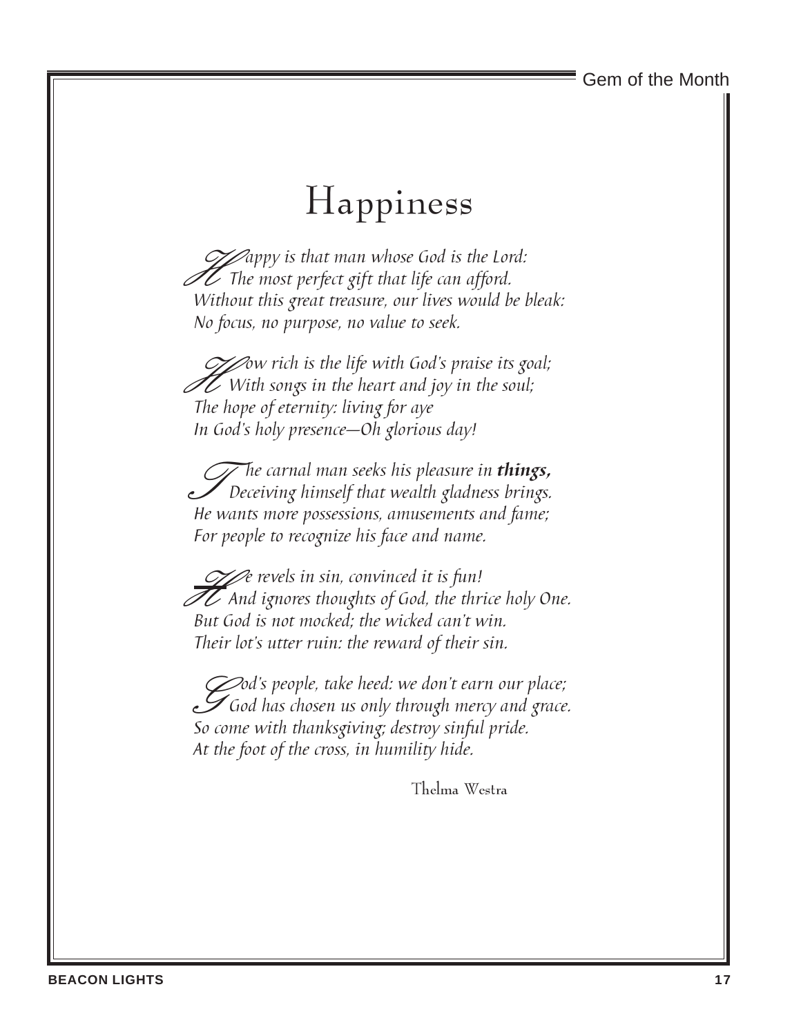# Happiness

*Happy is that man whose God is the Lord:*
*The most perfect gift that life can afford.*
*Without this great treasure, our lives would be bleak:*
*No focus, no purpose, no value to seek.*

*How rich is the life with God's praise its goal;*
*With songs in the heart and joy in the soul;*
*The hope of eternity: living for aye*
*In God's holy presence—Oh glorious day!*

*The carnal man seeks his pleasure in* ***things,***
*Deceiving himself that wealth gladness brings.*
*He wants more possessions, amusements and fame;*
*For people to recognize his face and name.*

*He revels in sin, convinced it is fun!*
*And ignores thoughts of God, the thrice holy One.*
*But God is not mocked; the wicked can't win.*
*Their lot's utter ruin: the reward of their sin.*

*God's people, take heed: we don't earn our place;*
*God has chosen us only through mercy and grace.*
*So come with thanksgiving; destroy sinful pride.*
*At the foot of the cross, in humility hide.*

Thelma Westra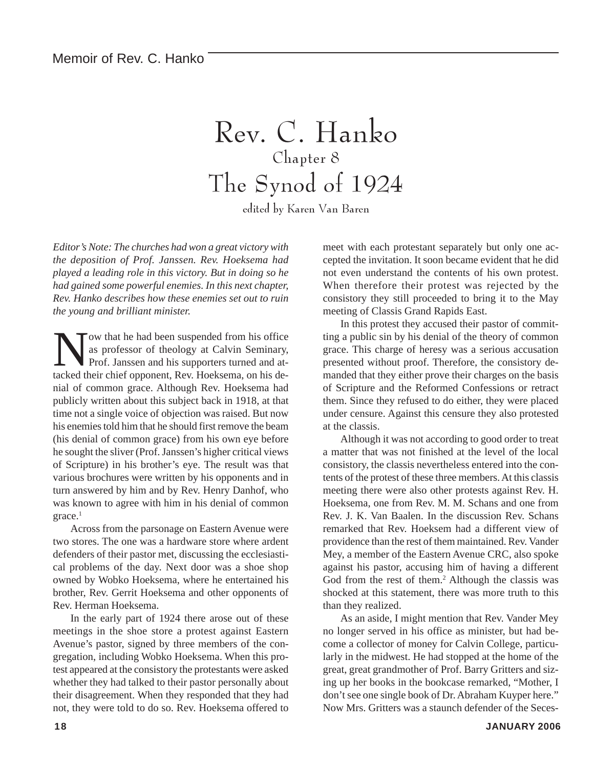# Rev. C. Hanko

## Chapter 8

## The Synod of 1924

edited by Karen Van Baren

*Editor's Note: The churches had won a great victory with the deposition of Prof. Janssen. Rev. Hoeksema had played a leading role in this victory. But in doing so he had gained some powerful enemies. In this next chapter, Rev. Hanko describes how these enemies set out to ruin the young and brilliant minister.*

Now that he had been suspended from his office as professor of theology at Calvin Seminary, Prof. Janssen and his supporters turned and attacked their chief opponent, Rev. Hoeksema, on his denial of common grace. Although Rev. Hoeksema had publicly written about this subject back in 1918, at that time not a single voice of objection was raised. But now his enemies told him that he should first remove the beam (his denial of common grace) from his own eye before he sought the sliver (Prof. Janssen's higher critical views of Scripture) in his brother's eye. The result was that various brochures were written by his opponents and in turn answered by him and by Rev. Henry Danhof, who was known to agree with him in his denial of common grace.[1]

Across from the parsonage on Eastern Avenue were two stores. The one was a hardware store where ardent defenders of their pastor met, discussing the ecclesiastical problems of the day. Next door was a shoe shop owned by Wobko Hoeksema, where he entertained his brother, Rev. Gerrit Hoeksema and other opponents of Rev. Herman Hoeksema.

In the early part of 1924 there arose out of these meetings in the shoe store a protest against Eastern Avenue's pastor, signed by three members of the congregation, including Wobko Hoeksema. When this protest appeared at the consistory the protestants were asked whether they had talked to their pastor personally about their disagreement. When they responded that they had not, they were told to do so. Rev. Hoeksema offered to meet with each protestant separately but only one accepted the invitation. It soon became evident that he did not even understand the contents of his own protest. When therefore their protest was rejected by the consistory they still proceeded to bring it to the May meeting of Classis Grand Rapids East.

In this protest they accused their pastor of committing a public sin by his denial of the theory of common grace. This charge of heresy was a serious accusation presented without proof. Therefore, the consistory demanded that they either prove their charges on the basis of Scripture and the Reformed Confessions or retract them. Since they refused to do either, they were placed under censure. Against this censure they also protested at the classis.

Although it was not according to good order to treat a matter that was not finished at the level of the local consistory, the classis nevertheless entered into the contents of the protest of these three members. At this classis meeting there were also other protests against Rev. H. Hoeksema, one from Rev. M. M. Schans and one from Rev. J. K. Van Baalen. In the discussion Rev. Schans remarked that Rev. Hoeksem had a different view of providence than the rest of them maintained. Rev. Vander Mey, a member of the Eastern Avenue CRC, also spoke against his pastor, accusing him of having a different God from the rest of them.[2] Although the classis was shocked at this statement, there was more truth to this than they realized.

As an aside, I might mention that Rev. Vander Mey no longer served in his office as minister, but had become a collector of money for Calvin College, particularly in the midwest. He had stopped at the home of the great, great grandmother of Prof. Barry Gritters and sizing up her books in the bookcase remarked, "Mother, I don't see one single book of Dr. Abraham Kuyper here." Now Mrs. Gritters was a staunch defender of the Seces-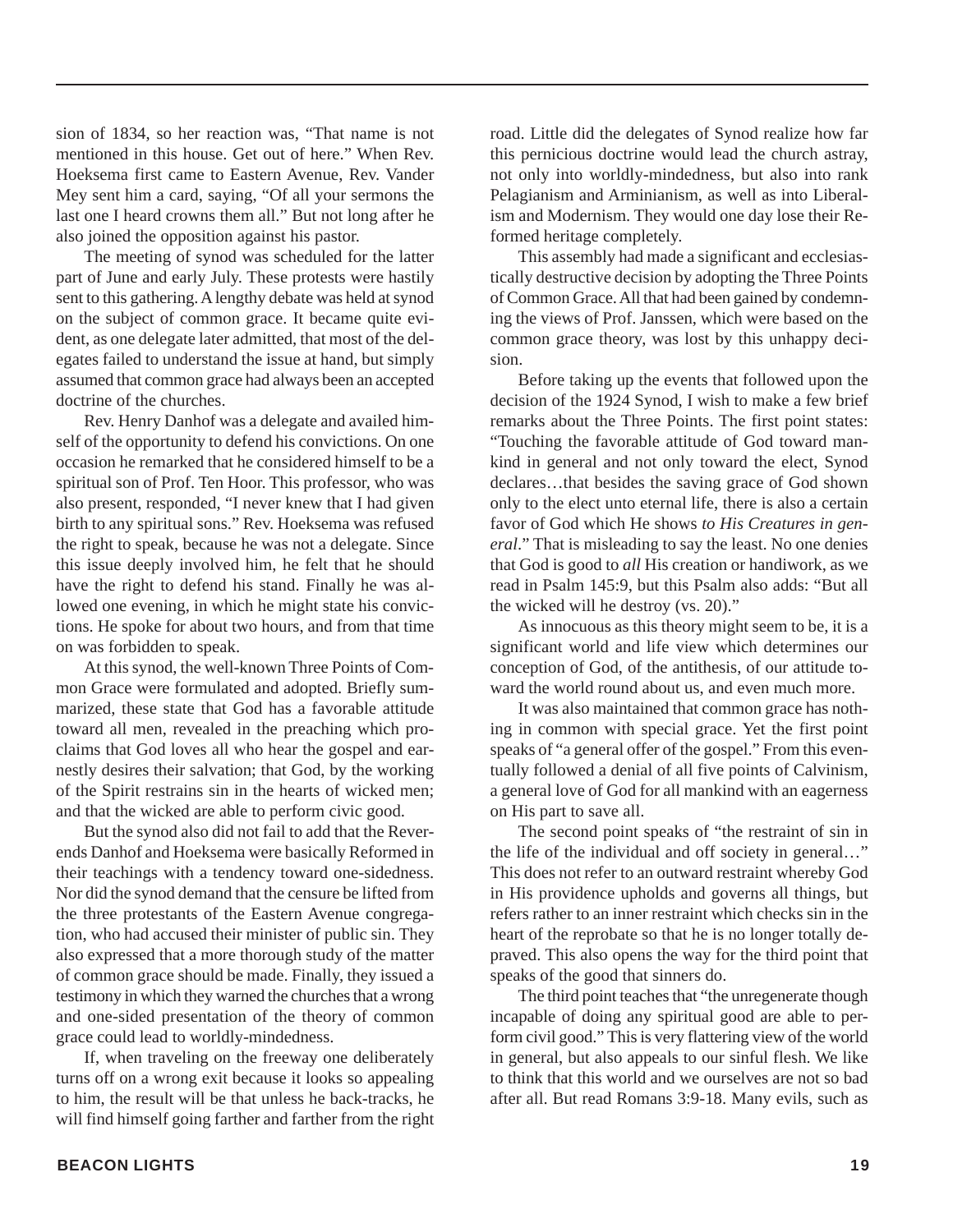sion of 1834, so her reaction was, "That name is not mentioned in this house. Get out of here." When Rev. Hoeksema first came to Eastern Avenue, Rev. Vander Mey sent him a card, saying, "Of all your sermons the last one I heard crowns them all." But not long after he also joined the opposition against his pastor.

The meeting of synod was scheduled for the latter part of June and early July. These protests were hastily sent to this gathering. A lengthy debate was held at synod on the subject of common grace. It became quite evident, as one delegate later admitted, that most of the delegates failed to understand the issue at hand, but simply assumed that common grace had always been an accepted doctrine of the churches.

Rev. Henry Danhof was a delegate and availed himself of the opportunity to defend his convictions. On one occasion he remarked that he considered himself to be a spiritual son of Prof. Ten Hoor. This professor, who was also present, responded, "I never knew that I had given birth to any spiritual sons." Rev. Hoeksema was refused the right to speak, because he was not a delegate. Since this issue deeply involved him, he felt that he should have the right to defend his stand. Finally he was allowed one evening, in which he might state his convictions. He spoke for about two hours, and from that time on was forbidden to speak.

At this synod, the well-known Three Points of Common Grace were formulated and adopted. Briefly summarized, these state that God has a favorable attitude toward all men, revealed in the preaching which proclaims that God loves all who hear the gospel and earnestly desires their salvation; that God, by the working of the Spirit restrains sin in the hearts of wicked men; and that the wicked are able to perform civic good.

But the synod also did not fail to add that the Reverends Danhof and Hoeksema were basically Reformed in their teachings with a tendency toward one-sidedness. Nor did the synod demand that the censure be lifted from the three protestants of the Eastern Avenue congregation, who had accused their minister of public sin. They also expressed that a more thorough study of the matter of common grace should be made. Finally, they issued a testimony in which they warned the churches that a wrong and one-sided presentation of the theory of common grace could lead to worldly-mindedness.

If, when traveling on the freeway one deliberately turns off on a wrong exit because it looks so appealing to him, the result will be that unless he back-tracks, he will find himself going farther and farther from the right road. Little did the delegates of Synod realize how far this pernicious doctrine would lead the church astray, not only into worldly-mindedness, but also into rank Pelagianism and Arminianism, as well as into Liberalism and Modernism. They would one day lose their Reformed heritage completely.

This assembly had made a significant and ecclesiastically destructive decision by adopting the Three Points of Common Grace. All that had been gained by condemning the views of Prof. Janssen, which were based on the common grace theory, was lost by this unhappy decision.

Before taking up the events that followed upon the decision of the 1924 Synod, I wish to make a few brief remarks about the Three Points. The first point states: "Touching the favorable attitude of God toward mankind in general and not only toward the elect, Synod declares…that besides the saving grace of God shown only to the elect unto eternal life, there is also a certain favor of God which He shows *to His Creatures in general*." That is misleading to say the least. No one denies that God is good to *all* His creation or handiwork, as we read in Psalm 145:9, but this Psalm also adds: "But all the wicked will he destroy (vs. 20)."

As innocuous as this theory might seem to be, it is a significant world and life view which determines our conception of God, of the antithesis, of our attitude toward the world round about us, and even much more.

It was also maintained that common grace has nothing in common with special grace. Yet the first point speaks of "a general offer of the gospel." From this eventually followed a denial of all five points of Calvinism, a general love of God for all mankind with an eagerness on His part to save all.

The second point speaks of "the restraint of sin in the life of the individual and off society in general…" This does not refer to an outward restraint whereby God in His providence upholds and governs all things, but refers rather to an inner restraint which checks sin in the heart of the reprobate so that he is no longer totally depraved. This also opens the way for the third point that speaks of the good that sinners do.

The third point teaches that "the unregenerate though incapable of doing any spiritual good are able to perform civil good." This is very flattering view of the world in general, but also appeals to our sinful flesh. We like to think that this world and we ourselves are not so bad after all. But read Romans 3:9-18. Many evils, such as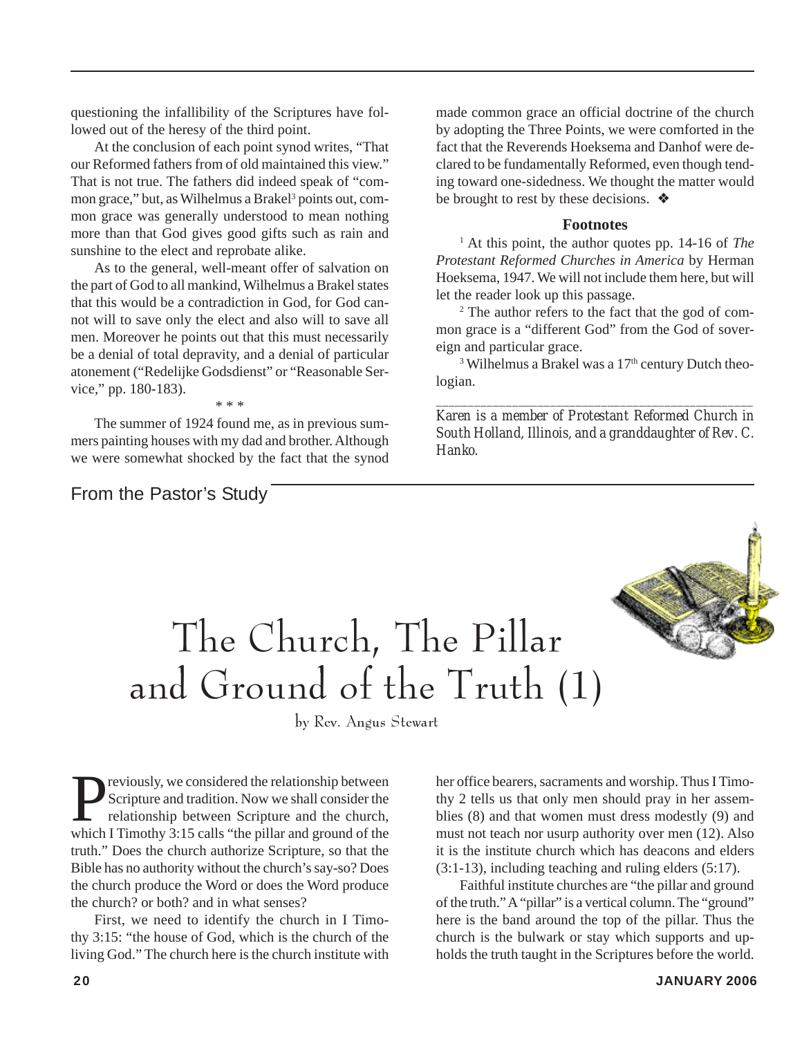questioning the infallibility of the Scriptures have followed out of the heresy of the third point.

At the conclusion of each point synod writes, "That our Reformed fathers from of old maintained this view." That is not true. The fathers did indeed speak of "common grace," but, as Wilhelmus a Brakel[3] points out, common grace was generally understood to mean nothing more than that God gives good gifts such as rain and sunshine to the elect and reprobate alike.

As to the general, well-meant offer of salvation on the part of God to all mankind, Wilhelmus a Brakel states that this would be a contradiction in God, for God cannot will to save only the elect and also will to save all men. Moreover he points out that this must necessarily be a denial of total depravity, and a denial of particular atonement ("Redelijke Godsdienst" or "Reasonable Service," pp. 180-183).

\* \* \*

The summer of 1924 found me, as in previous summers painting houses with my dad and brother. Although we were somewhat shocked by the fact that the synod made common grace an official doctrine of the church by adopting the Three Points, we were comforted in the fact that the Reverends Hoeksema and Danhof were declared to be fundamentally Reformed, even though tending toward one-sidedness. We thought the matter would be brought to rest by these decisions. ❖

**Footnotes**

[1] At this point, the author quotes pp. 14-16 of *The Protestant Reformed Churches in America* by Herman Hoeksema, 1947. We will not include them here, but will let the reader look up this passage.

[2] The author refers to the fact that the god of common grace is a "different God" from the God of sovereign and particular grace.

[3] Wilhelmus a Brakel was a 17th century Dutch theologian.

---

*Karen is a member of Protestant Reformed Church in South Holland, Illinois, and a granddaughter of Rev. C. Hanko.*

From the Pastor's Study

# The Church, The Pillar and Ground of the Truth (1)

by Rev. Angus Stewart

Previously, we considered the relationship between Scripture and tradition. Now we shall consider the relationship between Scripture and the church, which I Timothy 3:15 calls "the pillar and ground of the truth." Does the church authorize Scripture, so that the Bible has no authority without the church's say-so? Does the church produce the Word or does the Word produce the church? or both? and in what senses?

First, we need to identify the church in I Timothy 3:15: "the house of God, which is the church of the living God." The church here is the church institute with her office bearers, sacraments and worship. Thus I Timothy 2 tells us that only men should pray in her assemblies (8) and that women must dress modestly (9) and must not teach nor usurp authority over men (12). Also it is the institute church which has deacons and elders (3:1-13), including teaching and ruling elders (5:17).

Faithful institute churches are "the pillar and ground of the truth." A "pillar" is a vertical column. The "ground" here is the band around the top of the pillar. Thus the church is the bulwark or stay which supports and upholds the truth taught in the Scriptures before the world.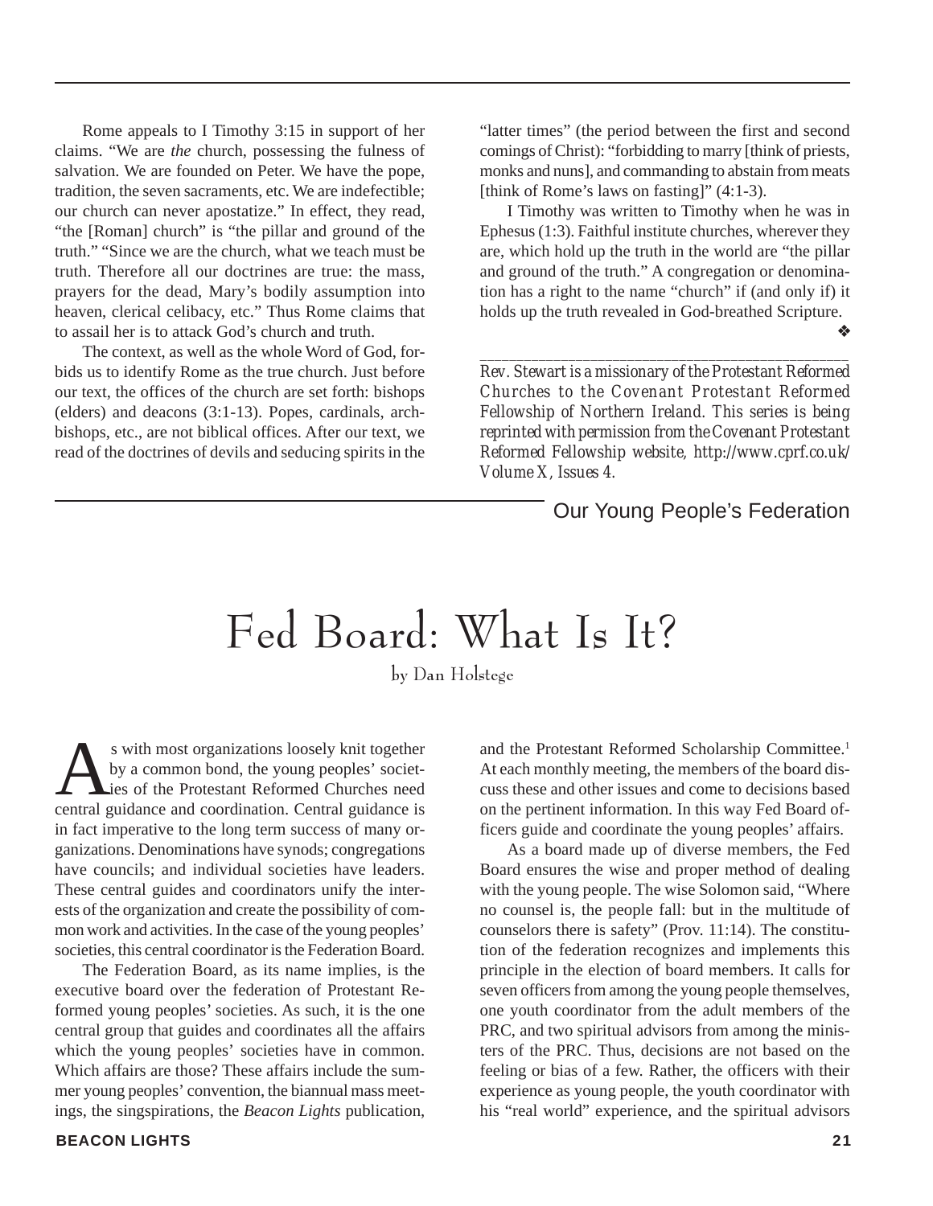Rome appeals to I Timothy 3:15 in support of her claims. "We are *the* church, possessing the fulness of salvation. We are founded on Peter. We have the pope, tradition, the seven sacraments, etc. We are indefectible; our church can never apostatize." In effect, they read, "the [Roman] church" is "the pillar and ground of the truth." "Since we are the church, what we teach must be truth. Therefore all our doctrines are true: the mass, prayers for the dead, Mary's bodily assumption into heaven, clerical celibacy, etc." Thus Rome claims that to assail her is to attack God's church and truth.

The context, as well as the whole Word of God, forbids us to identify Rome as the true church. Just before our text, the offices of the church are set forth: bishops (elders) and deacons (3:1-13). Popes, cardinals, archbishops, etc., are not biblical offices. After our text, we read of the doctrines of devils and seducing spirits in the "latter times" (the period between the first and second comings of Christ): "forbidding to marry [think of priests, monks and nuns], and commanding to abstain from meats [think of Rome's laws on fasting]" (4:1-3).

I Timothy was written to Timothy when he was in Ephesus (1:3). Faithful institute churches, wherever they are, which hold up the truth in the world are "the pillar and ground of the truth." A congregation or denomination has a right to the name "church" if (and only if) it holds up the truth revealed in God-breathed Scripture.

❖

---

*Rev. Stewart is a missionary of the Protestant Reformed Churches to the Covenant Protestant Reformed Fellowship of Northern Ireland. This series is being reprinted with permission from the Covenant Protestant Reformed Fellowship website, http://www.cprf.co.uk/ Volume X, Issues 4.*

Our Young People's Federation

# Fed Board: What Is It?

by Dan Holstege

As with most organizations loosely knit together by a common bond, the young peoples' societies of the Protestant Reformed Churches need central guidance and coordination. Central guidance is in fact imperative to the long term success of many organizations. Denominations have synods; congregations have councils; and individual societies have leaders. These central guides and coordinators unify the interests of the organization and create the possibility of common work and activities. In the case of the young peoples' societies, this central coordinator is the Federation Board.

The Federation Board, as its name implies, is the executive board over the federation of Protestant Reformed young peoples' societies. As such, it is the one central group that guides and coordinates all the affairs which the young peoples' societies have in common. Which affairs are those? These affairs include the summer young peoples' convention, the biannual mass meetings, the singspirations, the *Beacon Lights* publication, and the Protestant Reformed Scholarship Committee.[1] At each monthly meeting, the members of the board discuss these and other issues and come to decisions based on the pertinent information. In this way Fed Board officers guide and coordinate the young peoples' affairs.

As a board made up of diverse members, the Fed Board ensures the wise and proper method of dealing with the young people. The wise Solomon said, "Where no counsel is, the people fall: but in the multitude of counselors there is safety" (Prov. 11:14). The constitution of the federation recognizes and implements this principle in the election of board members. It calls for seven officers from among the young people themselves, one youth coordinator from the adult members of the PRC, and two spiritual advisors from among the ministers of the PRC. Thus, decisions are not based on the feeling or bias of a few. Rather, the officers with their experience as young people, the youth coordinator with his "real world" experience, and the spiritual advisors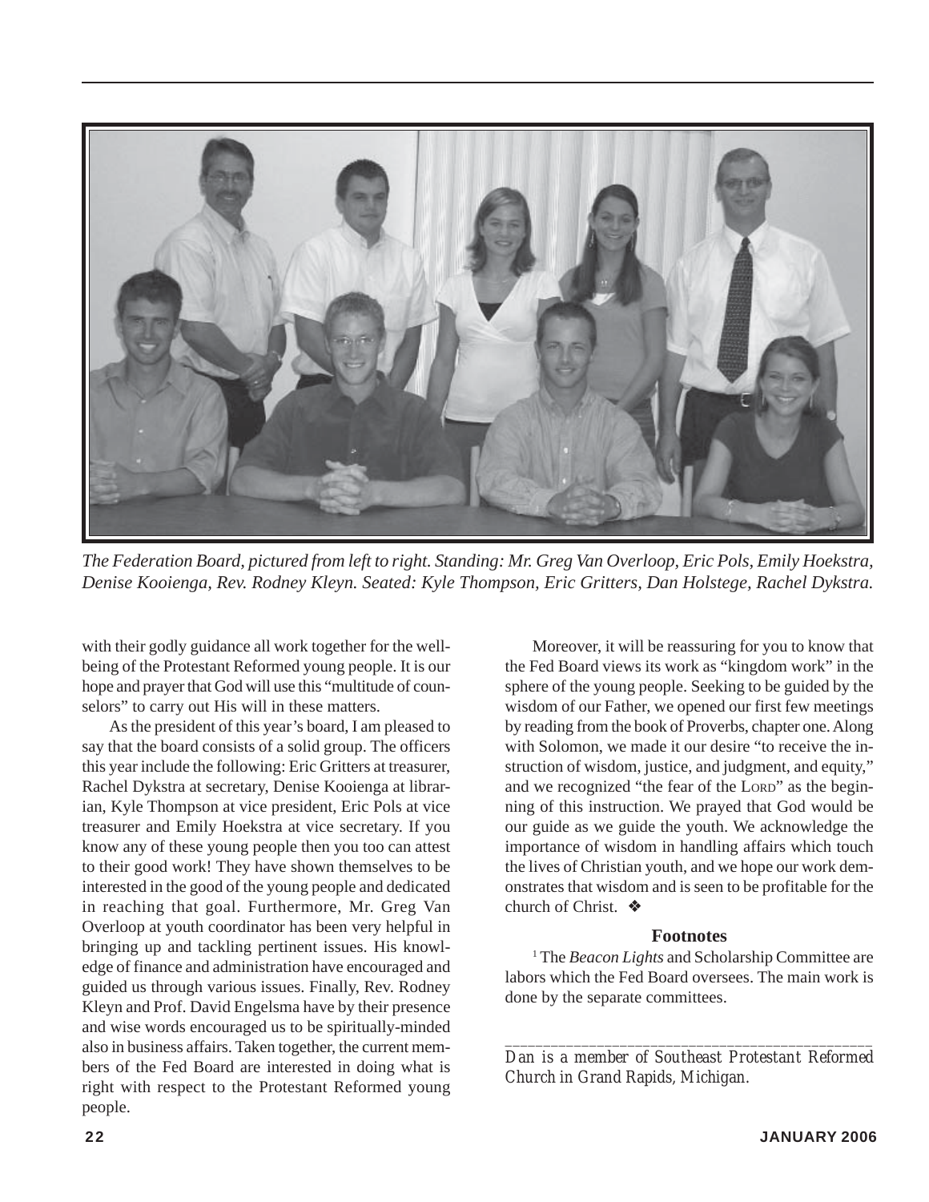*The Federation Board, pictured from left to right. Standing: Mr. Greg Van Overloop, Eric Pols, Emily Hoekstra, Denise Kooienga, Rev. Rodney Kleyn. Seated: Kyle Thompson, Eric Gritters, Dan Holstege, Rachel Dykstra.*

with their godly guidance all work together for the well-being of the Protestant Reformed young people. It is our hope and prayer that God will use this "multitude of counselors" to carry out His will in these matters.

As the president of this year's board, I am pleased to say that the board consists of a solid group. The officers this year include the following: Eric Gritters at treasurer, Rachel Dykstra at secretary, Denise Kooienga at librarian, Kyle Thompson at vice president, Eric Pols at vice treasurer and Emily Hoekstra at vice secretary. If you know any of these young people then you too can attest to their good work! They have shown themselves to be interested in the good of the young people and dedicated in reaching that goal. Furthermore, Mr. Greg Van Overloop at youth coordinator has been very helpful in bringing up and tackling pertinent issues. His knowledge of finance and administration have encouraged and guided us through various issues. Finally, Rev. Rodney Kleyn and Prof. David Engelsma have by their presence and wise words encouraged us to be spiritually-minded also in business affairs. Taken together, the current members of the Fed Board are interested in doing what is right with respect to the Protestant Reformed young people.

Moreover, it will be reassuring for you to know that the Fed Board views its work as "kingdom work" in the sphere of the young people. Seeking to be guided by the wisdom of our Father, we opened our first few meetings by reading from the book of Proverbs, chapter one. Along with Solomon, we made it our desire "to receive the instruction of wisdom, justice, and judgment, and equity," and we recognized "the fear of the LORD" as the beginning of this instruction. We prayed that God would be our guide as we guide the youth. We acknowledge the importance of wisdom in handling affairs which touch the lives of Christian youth, and we hope our work demonstrates that wisdom and is seen to be profitable for the church of Christ. ❖

**Footnotes**

[1] The *Beacon Lights* and Scholarship Committee are labors which the Fed Board oversees. The main work is done by the separate committees.

---

*Dan is a member of Southeast Protestant Reformed Church in Grand Rapids, Michigan.*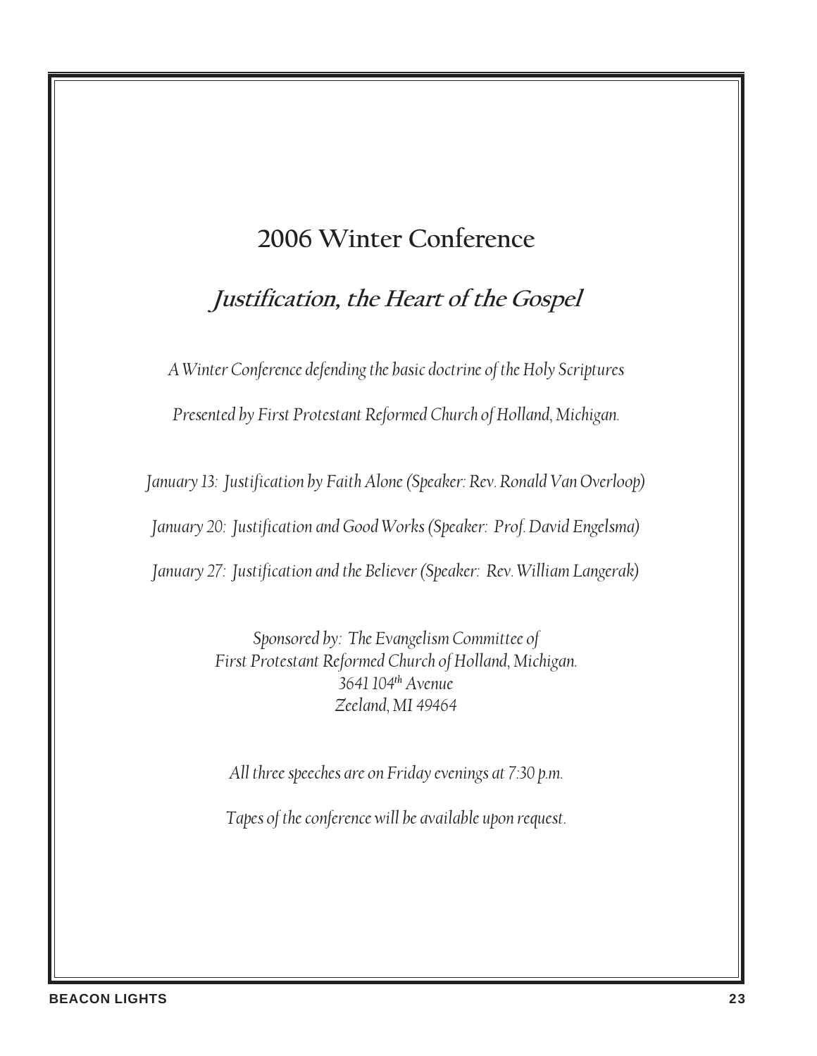# 2006 Winter Conference

## *Justification, the Heart of the Gospel*

*A Winter Conference defending the basic doctrine of the Holy Scriptures*

*Presented by First Protestant Reformed Church of Holland, Michigan.*

*January 13: Justification by Faith Alone (Speaker: Rev. Ronald Van Overloop)*

*January 20: Justification and Good Works (Speaker: Prof. David Engelsma)*

*January 27: Justification and the Believer (Speaker: Rev. William Langerak)*

*Sponsored by: The Evangelism Committee of*
*First Protestant Reformed Church of Holland, Michigan.*
*3641 104th Avenue*
*Zeeland, MI 49464*

*All three speeches are on Friday evenings at 7:30 p.m.*

*Tapes of the conference will be available upon request.*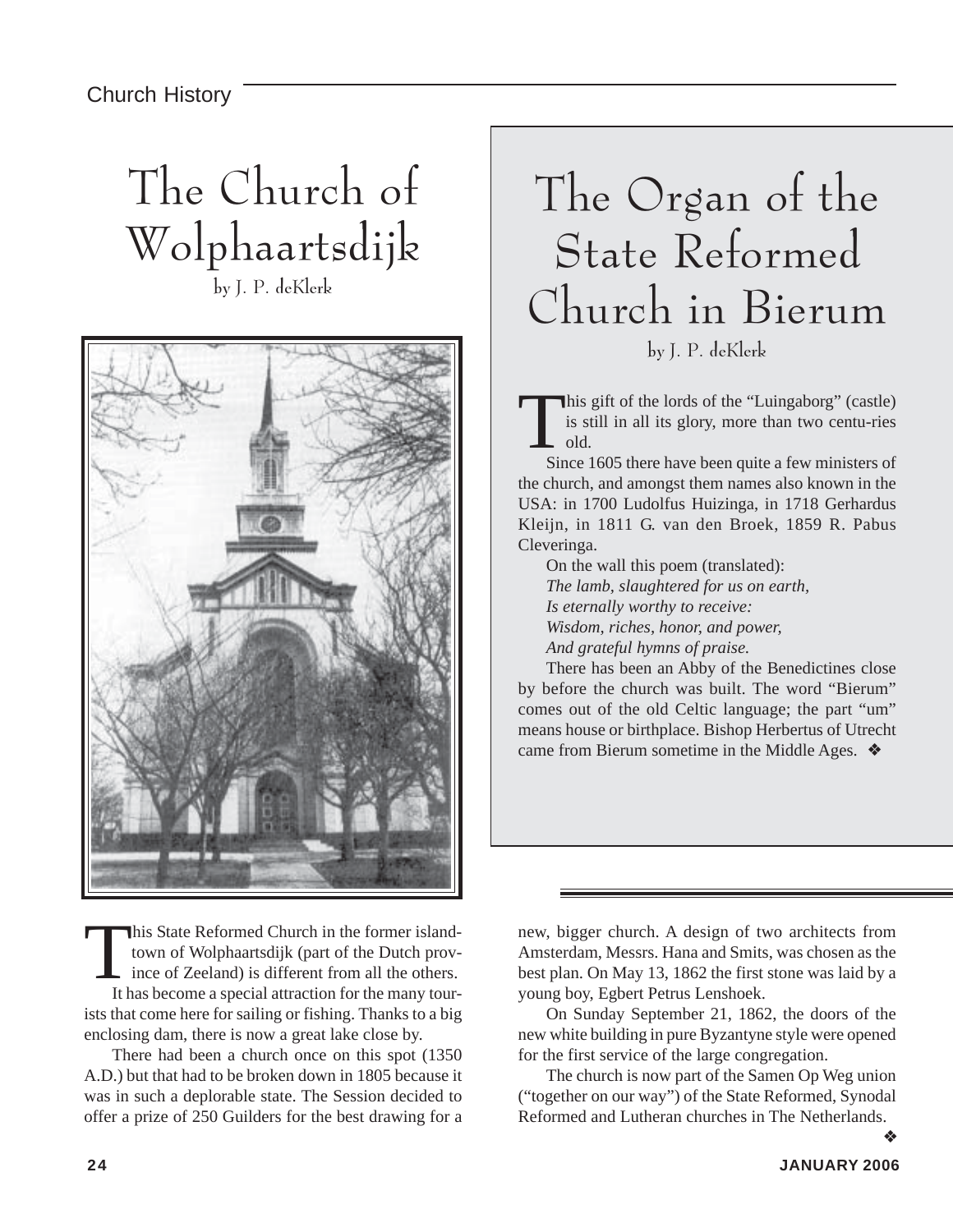# The Church of Wolphaartsdijk

by J. P. deKlerk

This State Reformed Church in the former island-town of Wolphaartsdijk (part of the Dutch province of Zeeland) is different from all the others. It has become a special attraction for the many tourists that come here for sailing or fishing. Thanks to a big enclosing dam, there is now a great lake close by.

There had been a church once on this spot (1350 A.D.) but that had to be broken down in 1805 because it was in such a deplorable state. The Session decided to offer a prize of 250 Guilders for the best drawing for a new, bigger church. A design of two architects from Amsterdam, Messrs. Hana and Smits, was chosen as the best plan. On May 13, 1862 the first stone was laid by a young boy, Egbert Petrus Lenshoek.

On Sunday September 21, 1862, the doors of the new white building in pure Byzantyne style were opened for the first service of the large congregation.

The church is now part of the Samen Op Weg union ("together on our way") of the State Reformed, Synodal Reformed and Lutheran churches in The Netherlands.

❖

# The Organ of the State Reformed Church in Bierum

by J. P. deKlerk

This gift of the lords of the "Luingaborg" (castle) is still in all its glory, more than two centu-ries old.

Since 1605 there have been quite a few ministers of the church, and amongst them names also known in the USA: in 1700 Ludolfus Huizinga, in 1718 Gerhardus Kleijn, in 1811 G. van den Broek, 1859 R. Pabus Cleveringa.

On the wall this poem (translated):

*The lamb, slaughtered for us on earth,*
*Is eternally worthy to receive:*
*Wisdom, riches, honor, and power,*
*And grateful hymns of praise.*

There has been an Abby of the Benedictines close by before the church was built. The word "Bierum" comes out of the old Celtic language; the part "um" means house or birthplace. Bishop Herbertus of Utrecht came from Bierum sometime in the Middle Ages. ❖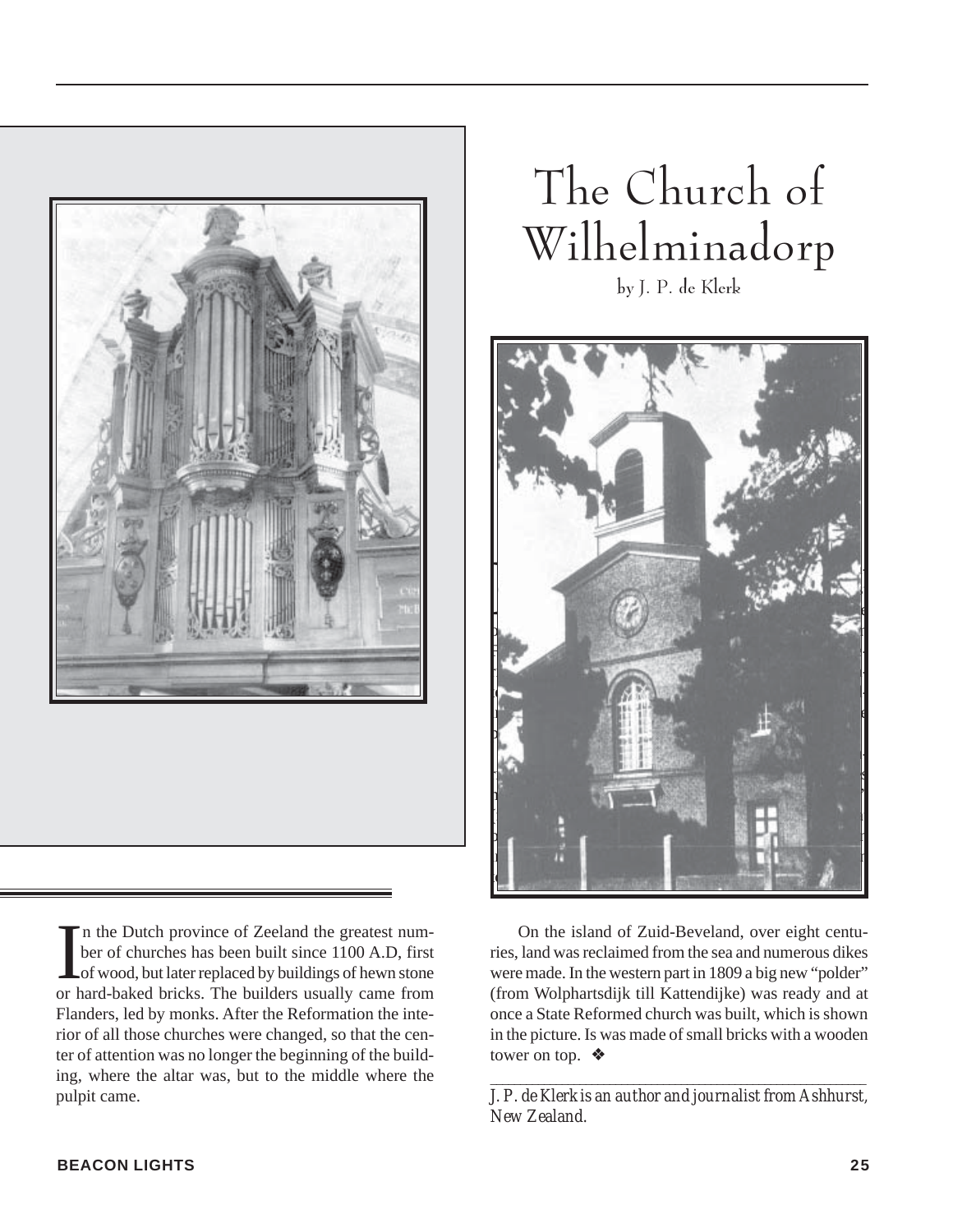# The Church of Wilhelminadorp

by J. P. de Klerk

In the Dutch province of Zeeland the greatest number of churches has been built since 1100 A.D, first of wood, but later replaced by buildings of hewn stone or hard-baked bricks. The builders usually came from Flanders, led by monks. After the Reformation the interior of all those churches were changed, so that the center of attention was no longer the beginning of the building, where the altar was, but to the middle where the pulpit came.

On the island of Zuid-Beveland, over eight centuries, land was reclaimed from the sea and numerous dikes were made. In the western part in 1809 a big new "polder" (from Wolphartsdijk till Kattendijke) was ready and at once a State Reformed church was built, which is shown in the picture. Is was made of small bricks with a wooden tower on top. ❖

---

*J. P. de Klerk is an author and journalist from Ashhurst, New Zealand.*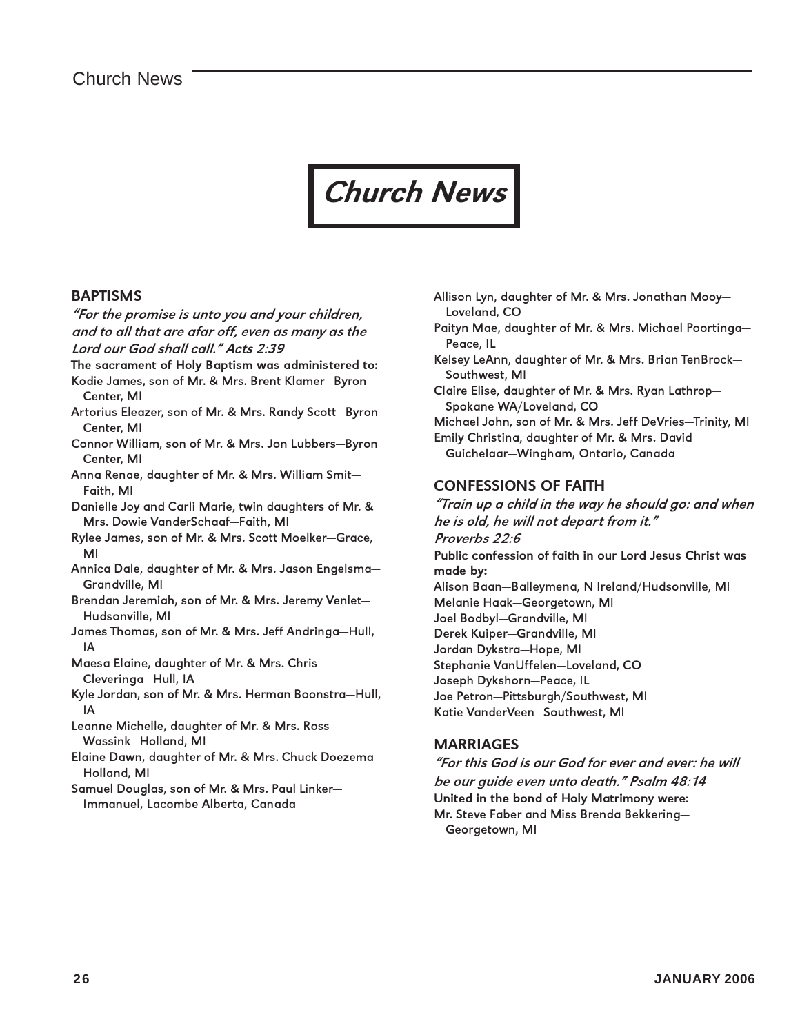# Church News

## BAPTISMS

***"For the promise is unto you and your children, and to all that are afar off, even as many as the Lord our God shall call." Acts 2:39***

**The sacrament of Holy Baptism was administered to:**

Kodie James, son of Mr. & Mrs. Brent Klamer—Byron Center, MI
Artorius Eleazer, son of Mr. & Mrs. Randy Scott—Byron Center, MI
Connor William, son of Mr. & Mrs. Jon Lubbers—Byron Center, MI
Anna Renae, daughter of Mr. & Mrs. William Smit—Faith, MI
Danielle Joy and Carli Marie, twin daughters of Mr. & Mrs. Dowie VanderSchaaf—Faith, MI
Rylee James, son of Mr. & Mrs. Scott Moelker—Grace, MI
Annica Dale, daughter of Mr. & Mrs. Jason Engelsma—Grandville, MI
Brendan Jeremiah, son of Mr. & Mrs. Jeremy Venlet—Hudsonville, MI
James Thomas, son of Mr. & Mrs. Jeff Andringa—Hull, IA
Maesa Elaine, daughter of Mr. & Mrs. Chris Cleveringa—Hull, IA
Kyle Jordan, son of Mr. & Mrs. Herman Boonstra—Hull, IA
Leanne Michelle, daughter of Mr. & Mrs. Ross Wassink—Holland, MI
Elaine Dawn, daughter of Mr. & Mrs. Chuck Doezema—Holland, MI
Samuel Douglas, son of Mr. & Mrs. Paul Linker—Immanuel, Lacombe Alberta, Canada
Allison Lyn, daughter of Mr. & Mrs. Jonathan Mooy—Loveland, CO
Paityn Mae, daughter of Mr. & Mrs. Michael Poortinga—Peace, IL
Kelsey LeAnn, daughter of Mr. & Mrs. Brian TenBrock—Southwest, MI
Claire Elise, daughter of Mr. & Mrs. Ryan Lathrop—Spokane WA/Loveland, CO
Michael John, son of Mr. & Mrs. Jeff DeVries—Trinity, MI
Emily Christina, daughter of Mr. & Mrs. David Guichelaar—Wingham, Ontario, Canada

## CONFESSIONS OF FAITH

***"Train up a child in the way he should go: and when he is old, he will not depart from it." Proverbs 22:6***

**Public confession of faith in our Lord Jesus Christ was made by:**

Alison Baan—Balleymena, N Ireland/Hudsonville, MI
Melanie Haak—Georgetown, MI
Joel Bodbyl—Grandville, MI
Derek Kuiper—Grandville, MI
Jordan Dykstra—Hope, MI
Stephanie VanUffelen—Loveland, CO
Joseph Dykshorn—Peace, IL
Joe Petron—Pittsburgh/Southwest, MI
Katie VanderVeen—Southwest, MI

## MARRIAGES

***"For this God is our God for ever and ever: he will be our guide even unto death." Psalm 48:14***

**United in the bond of Holy Matrimony were:**

Mr. Steve Faber and Miss Brenda Bekkering—Georgetown, MI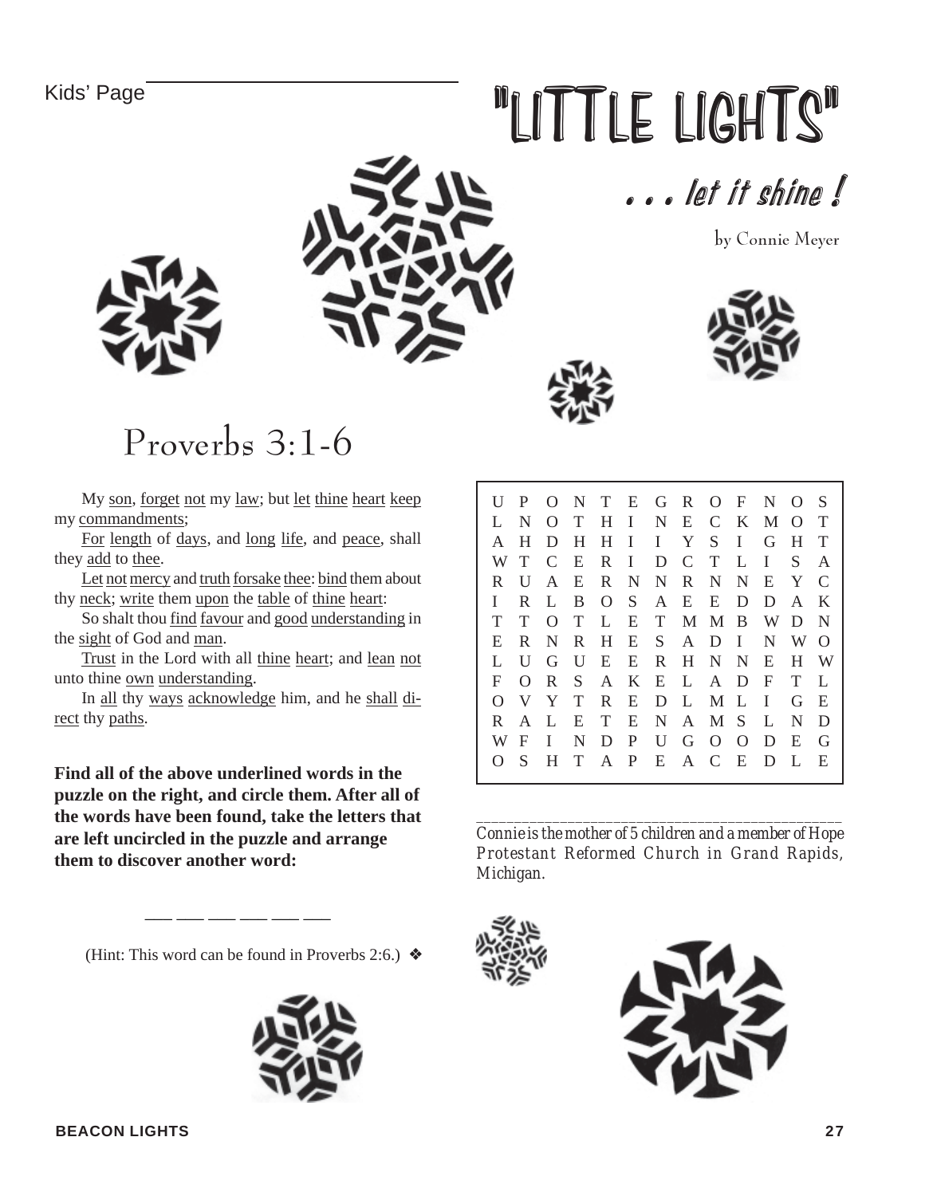Kids' Page

# "LITTLE LIGHTS"

## . . . let it shine !

by Connie Meyer

## Proverbs 3:1-6

My son, forget not my law; but let thine heart keep my commandments;

For length of days, and long life, and peace, shall they add to thee.

Let not mercy and truth forsake thee: bind them about thy neck; write them upon the table of thine heart:

So shalt thou find favour and good understanding in the sight of God and man.

Trust in the Lord with all thine heart; and lean not unto thine own understanding.

In all thy ways acknowledge him, and he shall direct thy paths.

| | | | | | | | | | | | | |
|---|---|---|---|---|---|---|---|---|---|---|---|---|
| U | P | O | N | T | E | G | R | O | F | N | O | S |
| L | N | O | T | H | I | N | E | C | K | M | O | T |
| A | H | D | H | H | I | I | Y | S | I | G | H | T |
| W | T | C | E | R | I | D | C | T | L | I | S | A |
| R | U | A | E | R | N | N | R | N | N | E | Y | C |
| I | R | L | B | O | S | A | E | E | D | D | A | K |
| T | T | O | T | L | E | T | M | M | B | W | D | N |
| E | R | N | R | H | E | S | A | D | I | N | W | O |
| L | U | G | U | E | E | R | H | N | N | E | H | W |
| F | O | R | S | A | K | E | L | A | D | F | T | L |
| O | V | Y | T | R | E | D | L | M | L | I | G | E |
| R | A | L | E | T | E | N | A | M | S | L | N | D |
| W | F | I | N | D | P | U | G | O | O | D | E | G |
| O | S | H | T | A | P | E | A | C | E | D | L | E |

**Find all of the above underlined words in the puzzle on the right, and circle them. After all of the words have been found, take the letters that are left uncircled in the puzzle and arrange them to discover another word:**

___ ___ ___ ___ ___ ___

(Hint: This word can be found in Proverbs 2:6.) ❖

*Connie is the mother of 5 children and a member of Hope Protestant Reformed Church in Grand Rapids, Michigan.*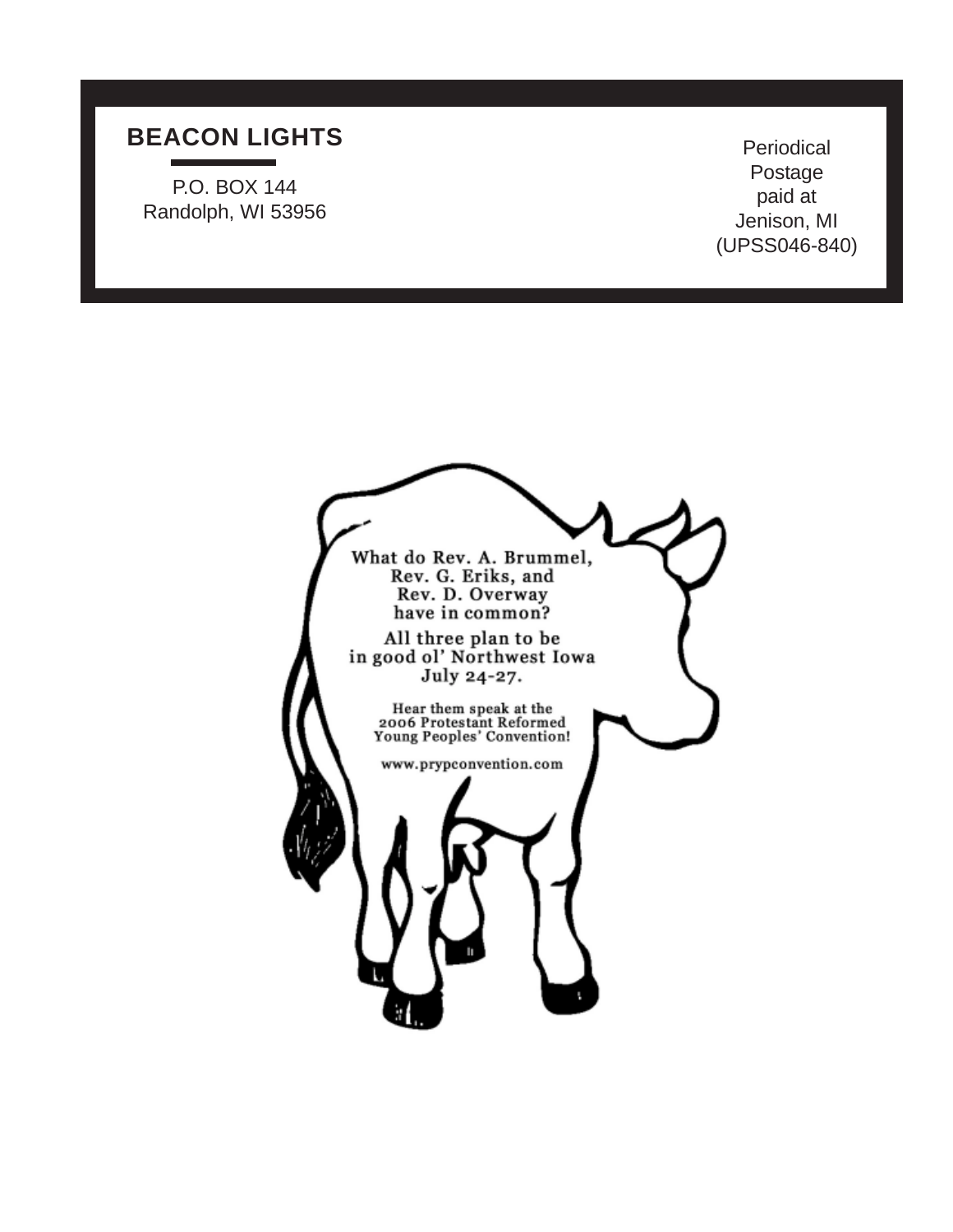**BEACON LIGHTS**

P.O. BOX 144
Randolph, WI 53956

Periodical
Postage
paid at
Jenison, MI
(UPSS046-840)

What do Rev. A. Brummel,
Rev. G. Eriks, and
Rev. D. Overway
have in common?

All three plan to be
in good ol' Northwest Iowa
July 24-27.

Hear them speak at the
2006 Protestant Reformed
Young Peoples' Convention!

www.prypconvention.com